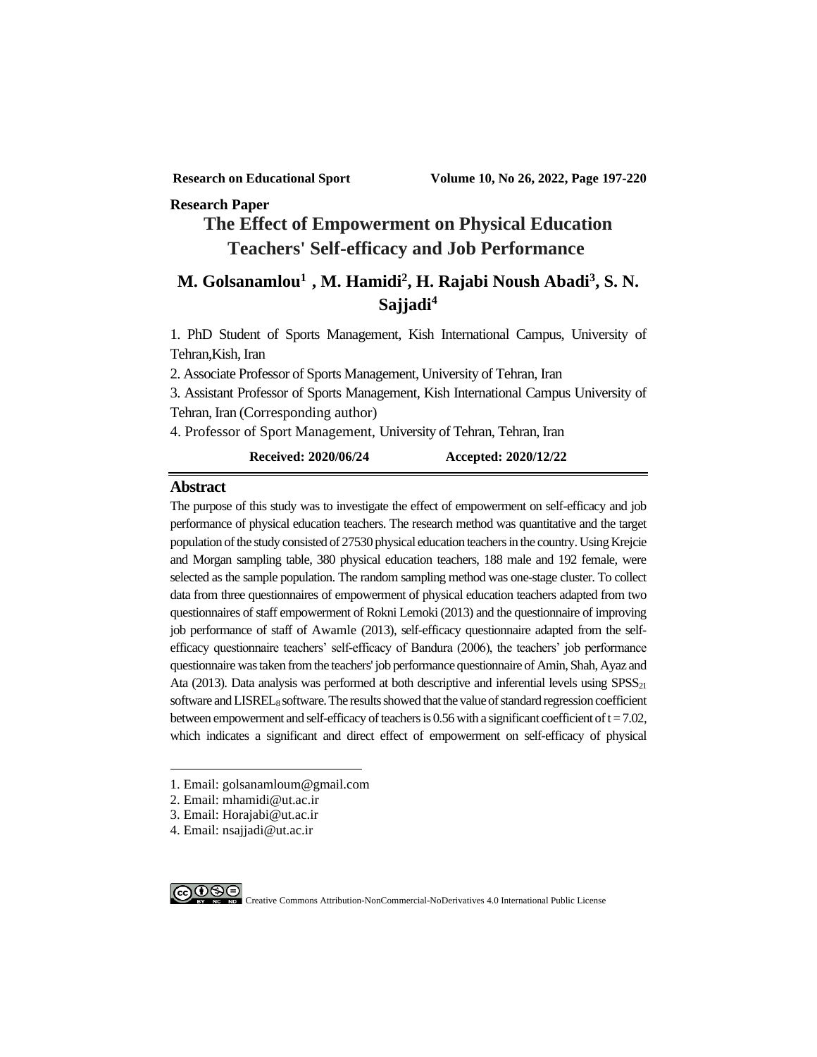Research Paper

# The Effect of Empowerment on Physical Education Teachers' Self-efficacy and Job Performance

## M. Golsanamlou[1] , M. Hamidi[2], H. Rajabi Noush Abadi[3], S. N. Sajjadi[4]

1. PhD Student of Sports Management, Kish International Campus, University of Tehran,Kish, Iran

2. Associate Professor of Sports Management, University of Tehran, Iran

3. Assistant Professor of Sports Management, Kish International Campus University of Tehran, Iran (Corresponding author)

4. Professor of Sport Management, University of Tehran, Tehran, Iran

**Received: 2020/06/24** **Accepted: 2020/12/22**

## Abstract

The purpose of this study was to investigate the effect of empowerment on self-efficacy and job performance of physical education teachers. The research method was quantitative and the target population of the study consisted of 27530 physical education teachers in the country. Using Krejcie and Morgan sampling table, 380 physical education teachers, 188 male and 192 female, were selected as the sample population. The random sampling method was one-stage cluster. To collect data from three questionnaires of empowerment of physical education teachers adapted from two questionnaires of staff empowerment of Rokni Lemoki (2013) and the questionnaire of improving job performance of staff of Awamle (2013), self-efficacy questionnaire adapted from the self-efficacy questionnaire teachers' self-efficacy of Bandura (2006), the teachers' job performance questionnaire was taken from the teachers' job performance questionnaire of Amin, Shah, Ayaz and Ata (2013). Data analysis was performed at both descriptive and inferential levels using $SPSS_{21}$ software and $LISREL_8$ software. The results showed that the value of standard regression coefficient between empowerment and self-efficacy of teachers is 0.56 with a significant coefficient of $t = 7.02$, which indicates a significant and direct effect of empowerment on self-efficacy of physical

---

1. Email: golsanamloum@gmail.com
2. Email: mhamidi@ut.ac.ir
3. Email: Horajabi@ut.ac.ir
4. Email: nsajjadi@ut.ac.ir

Creative Commons Attribution-NonCommercial-NoDerivatives 4.0 International Public License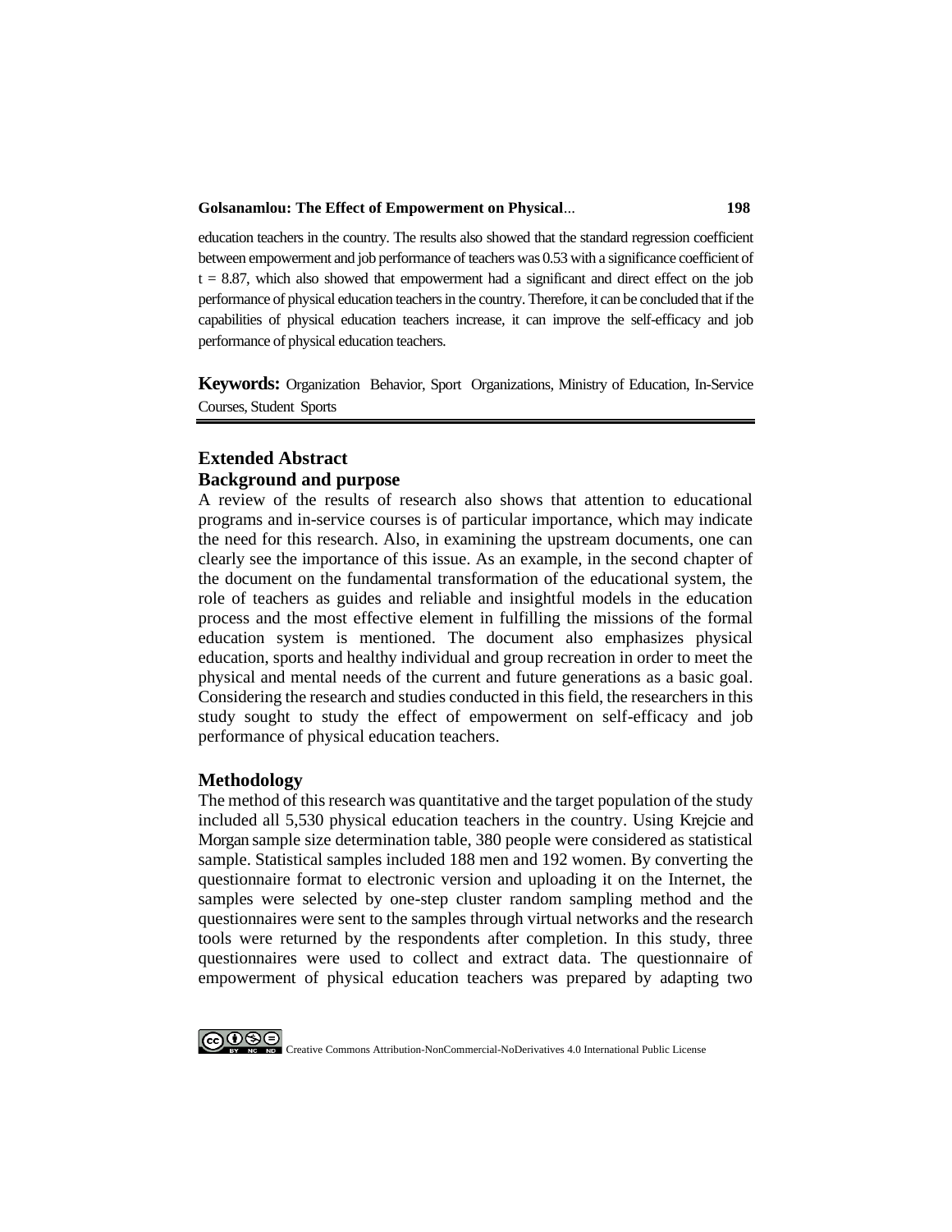education teachers in the country. The results also showed that the standard regression coefficient between empowerment and job performance of teachers was 0.53 with a significance coefficient of $t = 8.87$, which also showed that empowerment had a significant and direct effect on the job performance of physical education teachers in the country. Therefore, it can be concluded that if the capabilities of physical education teachers increase, it can improve the self-efficacy and job performance of physical education teachers.

**Keywords:** Organization Behavior, Sport Organizations, Ministry of Education, In-Service Courses, Student Sports

## Extended Abstract

### Background and purpose

A review of the results of research also shows that attention to educational programs and in-service courses is of particular importance, which may indicate the need for this research. Also, in examining the upstream documents, one can clearly see the importance of this issue. As an example, in the second chapter of the document on the fundamental transformation of the educational system, the role of teachers as guides and reliable and insightful models in the education process and the most effective element in fulfilling the missions of the formal education system is mentioned. The document also emphasizes physical education, sports and healthy individual and group recreation in order to meet the physical and mental needs of the current and future generations as a basic goal. Considering the research and studies conducted in this field, the researchers in this study sought to study the effect of empowerment on self-efficacy and job performance of physical education teachers.

### Methodology

The method of this research was quantitative and the target population of the study included all 5,530 physical education teachers in the country. Using Krejcie and Morgan sample size determination table, 380 people were considered as statistical sample. Statistical samples included 188 men and 192 women. By converting the questionnaire format to electronic version and uploading it on the Internet, the samples were selected by one-step cluster random sampling method and the questionnaires were sent to the samples through virtual networks and the research tools were returned by the respondents after completion. In this study, three questionnaires were used to collect and extract data. The questionnaire of empowerment of physical education teachers was prepared by adapting two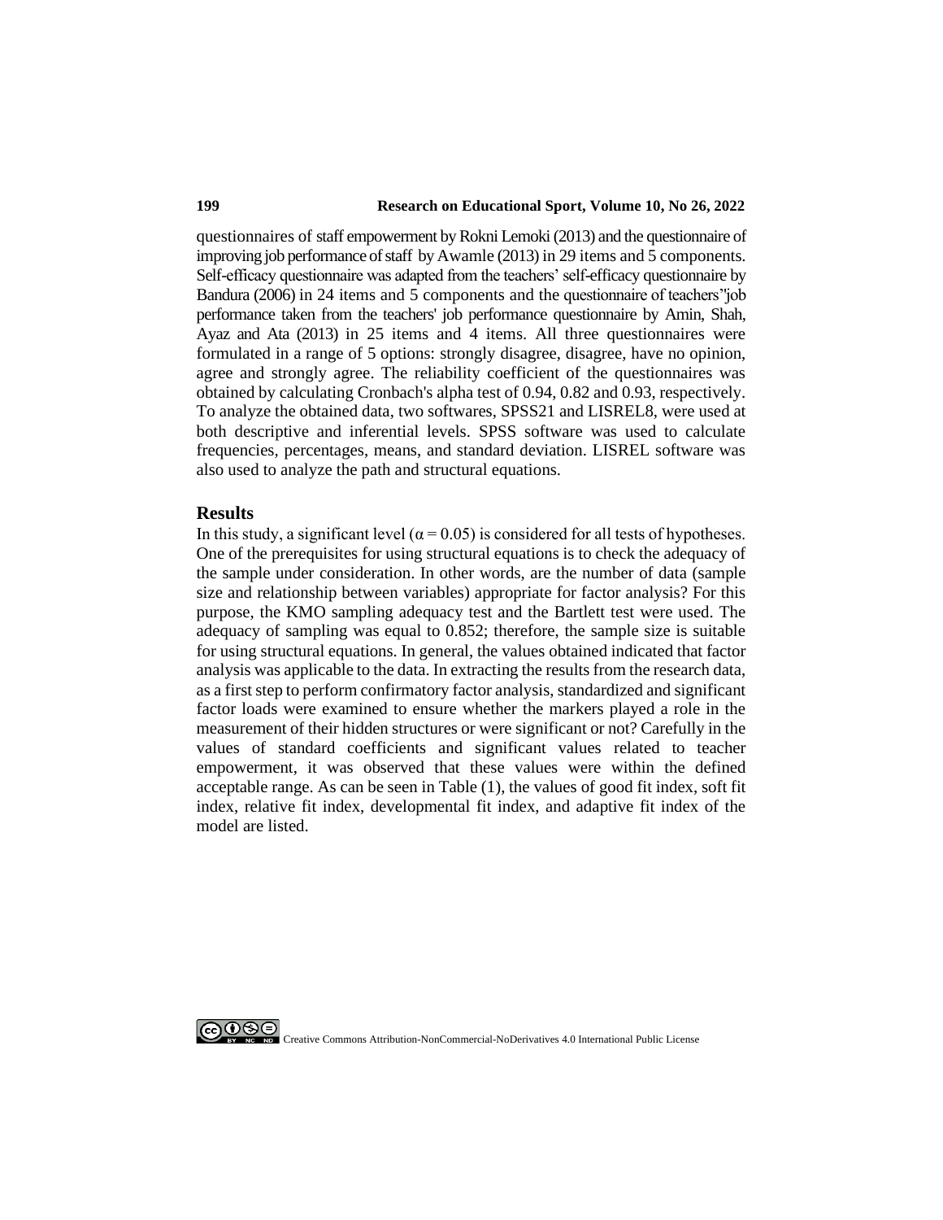questionnaires of staff empowerment by Rokni Lemoki (2013) and the questionnaire of improving job performance of staff by Awamle (2013) in 29 items and 5 components. Self-efficacy questionnaire was adapted from the teachers' self-efficacy questionnaire by Bandura (2006) in 24 items and 5 components and the questionnaire of teachers"job performance taken from the teachers' job performance questionnaire by Amin, Shah, Ayaz and Ata (2013) in 25 items and 4 items. All three questionnaires were formulated in a range of 5 options: strongly disagree, disagree, have no opinion, agree and strongly agree. The reliability coefficient of the questionnaires was obtained by calculating Cronbach's alpha test of 0.94, 0.82 and 0.93, respectively. To analyze the obtained data, two softwares, SPSS21 and LISREL8, were used at both descriptive and inferential levels. SPSS software was used to calculate frequencies, percentages, means, and standard deviation. LISREL software was also used to analyze the path and structural equations.

## Results

In this study, a significant level ($\alpha = 0.05$) is considered for all tests of hypotheses. One of the prerequisites for using structural equations is to check the adequacy of the sample under consideration. In other words, are the number of data (sample size and relationship between variables) appropriate for factor analysis? For this purpose, the KMO sampling adequacy test and the Bartlett test were used. The adequacy of sampling was equal to 0.852; therefore, the sample size is suitable for using structural equations. In general, the values obtained indicated that factor analysis was applicable to the data. In extracting the results from the research data, as a first step to perform confirmatory factor analysis, standardized and significant factor loads were examined to ensure whether the markers played a role in the measurement of their hidden structures or were significant or not? Carefully in the values of standard coefficients and significant values related to teacher empowerment, it was observed that these values were within the defined acceptable range. As can be seen in Table (1), the values of good fit index, soft fit index, relative fit index, developmental fit index, and adaptive fit index of the model are listed.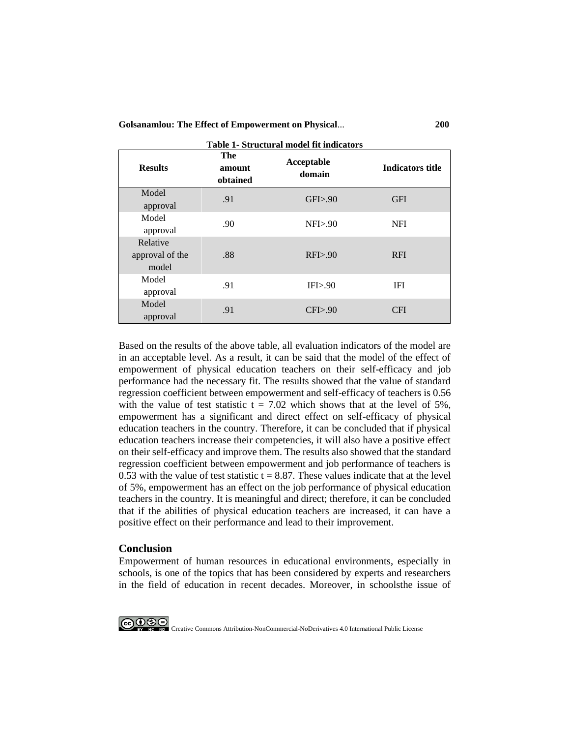**Table 1- Structural model fit indicators**

| Results | The amount obtained | Acceptable domain | Indicators title |
| --- | --- | --- | --- |
| Model approval | .91 | GFI>.90 | GFI |
| Model approval | .90 | NFI>.90 | NFI |
| Relative approval of the model | .88 | RFI>.90 | RFI |
| Model approval | .91 | IFI>.90 | IFI |
| Model approval | .91 | CFI>.90 | CFI |

Based on the results of the above table, all evaluation indicators of the model are in an acceptable level. As a result, it can be said that the model of the effect of empowerment of physical education teachers on their self-efficacy and job performance had the necessary fit. The results showed that the value of standard regression coefficient between empowerment and self-efficacy of teachers is 0.56 with the value of test statistic $t = 7.02$ which shows that at the level of 5%, empowerment has a significant and direct effect on self-efficacy of physical education teachers in the country. Therefore, it can be concluded that if physical education teachers increase their competencies, it will also have a positive effect on their self-efficacy and improve them. The results also showed that the standard regression coefficient between empowerment and job performance of teachers is 0.53 with the value of test statistic $t = 8.87$. These values indicate that at the level of 5%, empowerment has an effect on the job performance of physical education teachers in the country. It is meaningful and direct; therefore, it can be concluded that if the abilities of physical education teachers are increased, it can have a positive effect on their performance and lead to their improvement.

## Conclusion

Empowerment of human resources in educational environments, especially in schools, is one of the topics that has been considered by experts and researchers in the field of education in recent decades. Moreover, in schoolsthe issue of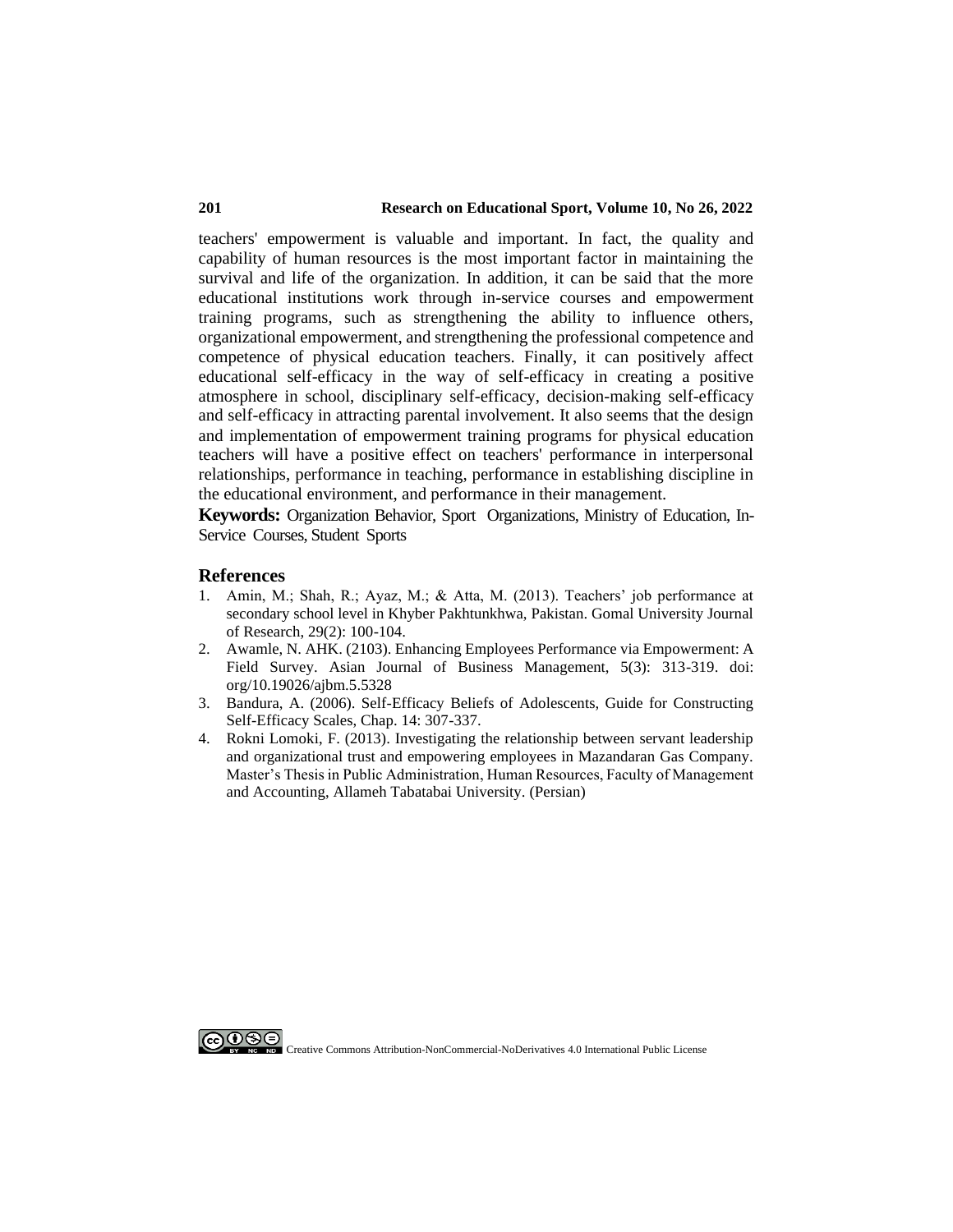teachers' empowerment is valuable and important. In fact, the quality and capability of human resources is the most important factor in maintaining the survival and life of the organization. In addition, it can be said that the more educational institutions work through in-service courses and empowerment training programs, such as strengthening the ability to influence others, organizational empowerment, and strengthening the professional competence and competence of physical education teachers. Finally, it can positively affect educational self-efficacy in the way of self-efficacy in creating a positive atmosphere in school, disciplinary self-efficacy, decision-making self-efficacy and self-efficacy in attracting parental involvement. It also seems that the design and implementation of empowerment training programs for physical education teachers will have a positive effect on teachers' performance in interpersonal relationships, performance in teaching, performance in establishing discipline in the educational environment, and performance in their management.

**Keywords:** Organization Behavior, Sport Organizations, Ministry of Education, In-Service Courses, Student Sports

## References

1. Amin, M.; Shah, R.; Ayaz, M.; & Atta, M. (2013). Teachers' job performance at secondary school level in Khyber Pakhtunkhwa, Pakistan. Gomal University Journal of Research, 29(2): 100-104.
2. Awamle, N. AHK. (2103). Enhancing Employees Performance via Empowerment: A Field Survey. Asian Journal of Business Management, 5(3): 313-319. doi: org/10.19026/ajbm.5.5328
3. Bandura, A. (2006). Self-Efficacy Beliefs of Adolescents, Guide for Constructing Self-Efficacy Scales, Chap. 14: 307-337.
4. Rokni Lomoki, F. (2013). Investigating the relationship between servant leadership and organizational trust and empowering employees in Mazandaran Gas Company. Master's Thesis in Public Administration, Human Resources, Faculty of Management and Accounting, Allameh Tabatabai University. (Persian)

Creative Commons Attribution-NonCommercial-NoDerivatives 4.0 International Public License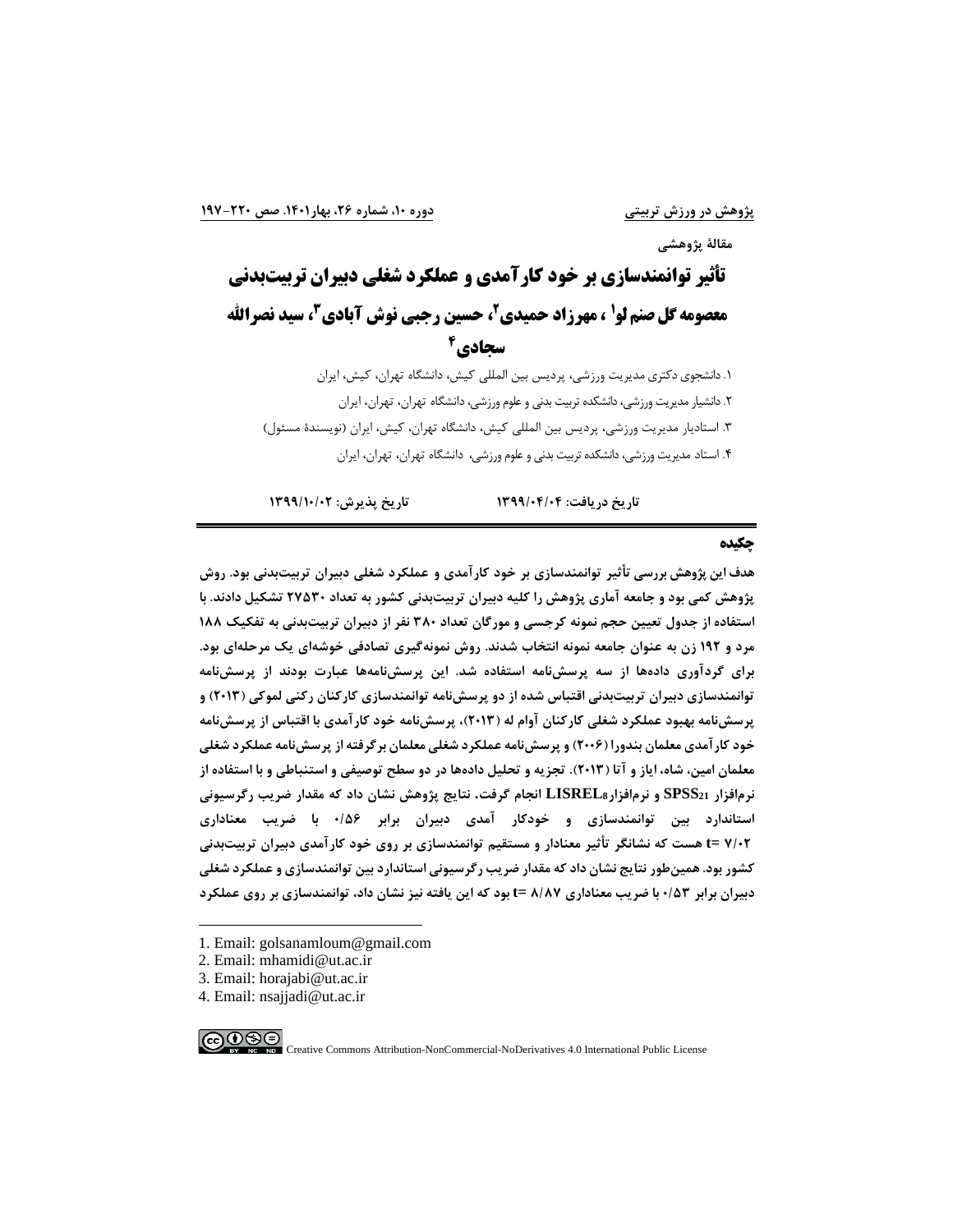مقالهٔ پژوهشی

# تأثیر توانمندسازی بر خود کارآمدی و عملکرد شغلی دبیران تربیت‌بدنی

**معصومه گل صنم لو[1] ، مهرزاد حمیدی[2]، حسین رجبی نوش آبادی[3]، سید نصرالله سجادی[4]**

۱. دانشجوی دکتری مدیریت ورزشی، پردیس بین المللی کیش، دانشگاه تهران، کیش، ایران

۲. دانشیار مدیریت ورزشی، دانشکده تربیت بدنی و علوم ورزشی، دانشگاه تهران، تهران، ایران

۳. استادیار مدیریت ورزشی، پردیس بین المللی کیش، دانشگاه تهران، کیش، ایران (نویسندهٔ مسئول)

۴. استاد مدیریت ورزشی، دانشکده تربیت بدنی و علوم ورزشی، دانشگاه تهران، تهران، ایران

**تاریخ دریافت: ۱۳۹۹/۰۴/۰۴　　　　تاریخ پذیرش: ۱۳۹۹/۱۰/۰۲**

## چکیده

**هدف این پژوهش بررسی تأثیر توانمندسازی بر خود کارآمدی و عملکرد شغلی دبیران تربیت‌بدنی بود. روش پژوهش کمی بود و جامعه آماری پژوهش را کلیه دبیران تربیت‌بدنی کشور به تعداد ۲۷۵۳۰ تشکیل دادند. با استفاده از جدول تعیین حجم نمونه کرجسی و مورگان تعداد ۳۸۰ نفر از دبیران تربیت‌بدنی به تفکیک ۱۸۸ مرد و ۱۹۲ زن به عنوان جامعه نمونه انتخاب شدند. روش نمونه‌گیری تصادفی خوشه‌ای یک مرحله‌ای بود. برای گردآوری داده‌ها از سه پرسش‌نامه استفاده شد. این پرسش‌نامه‌ها عبارت بودند از پرسش‌نامه توانمندسازی دبیران تربیت‌بدنی اقتباس شده از دو پرسش‌نامه توانمندسازی کارکنان رکنی لموکی (۲۰۱۳) و پرسش‌نامه بهبود عملکرد شغلی کارکنان آوام له (۲۰۱۳)، پرسش‌نامه خود کارآمدی با اقتباس از پرسش‌نامه خود کارآمدی معلمان بندورا (۲۰۰۶) و پرسش‌نامه عملکرد شغلی معلمان برگرفته از پرسش‌نامه عملکرد شغلی معلمان امین، شاه، ایاز و آتا (۲۰۱۳). تجزیه و تحلیل داده‌ها در دو سطح توصیفی و استنباطی و با استفاده از نرم‌افزار $SPSS_{21}$ و نرم‌افزار$LISREL_8$ انجام گرفت. نتایج پژوهش نشان داد که مقدار ضریب رگرسیونی استاندارد بین توانمندسازی و خودکار آمدی دبیران برابر ۰/۵۶ با ضریب معناداری t= ۷/۰۲ هست که نشانگر تأثیر معنادار و مستقیم توانمندسازی بر روی خود کارآمدی دبیران تربیت‌بدنی کشور بود. همین‌طور نتایج نشان داد که مقدار ضریب رگرسیونی استاندارد بین توانمندسازی و عملکرد شغلی دبیران برابر ۰/۵۳ با ضریب معناداری t= ۸/۸۷ بود که این یافته نیز نشان داد، توانمندسازی بر روی عملکرد**

---

1. Email: golsanamloum@gmail.com
2. Email: mhamidi@ut.ac.ir
3. Email: horajabi@ut.ac.ir
4. Email: nsajjadi@ut.ac.ir

Creative Commons Attribution-NonCommercial-NoDerivatives 4.0 International Public License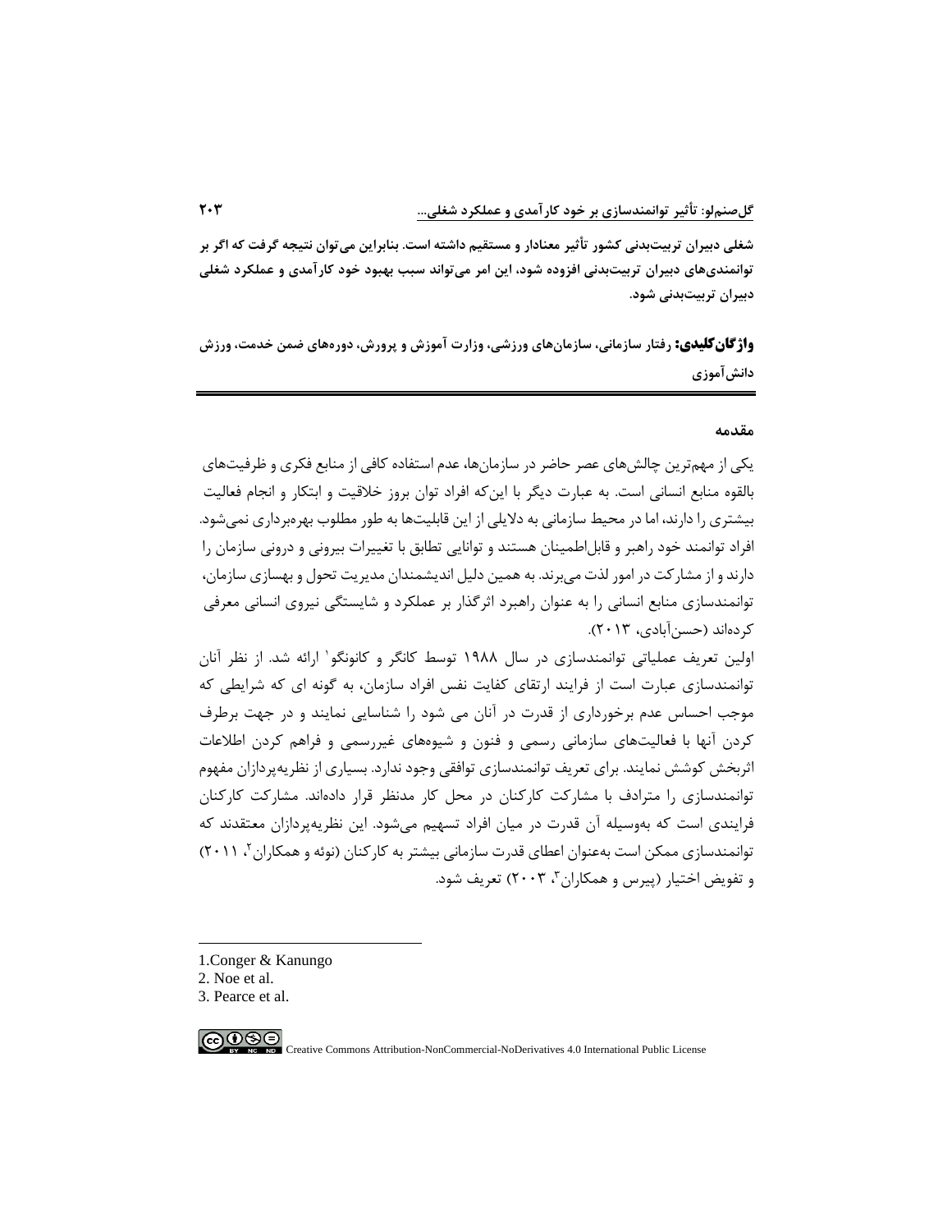**شغلی دبیران تربیت‌بدنی کشور تأثیر معنادار و مستقیم داشته است. بنابراین می‌توان نتیجه گرفت که اگر بر توانمندی‌های دبیران تربیت‌بدنی افزوده شود، این امر می‌تواند سبب بهبود خود کارآمدی و عملکرد شغلی دبیران تربیت‌بدنی شود.**

**واژگان‌کلیدی:** **رفتار سازمانی، سازمان‌های ورزشی، وزارت آموزش و پرورش، دوره‌های ضمن خدمت، ورزش دانش‌آموزی**

---

## مقدمه

یکی از مهم‌ترین چالش‌های عصر حاضر در سازمان‌ها، عدم استفاده کافی از منابع فکری و ظرفیت‌های بالقوه منابع انسانی است. به عبارت دیگر با این‌که افراد توان بروز خلاقیت و ابتکار و انجام فعالیت بیشتری را دارند، اما در محیط سازمانی به دلایلی از این قابلیت‌ها به طور مطلوب بهره‌برداری نمی‌شود. افراد توانمند خود راهبر و قابل‌اطمینان هستند و توانایی تطابق با تغییرات بیرونی و درونی سازمان را دارند و از مشارکت در امور لذت می‌برند. به همین دلیل اندیشمندان مدیریت تحول و بهسازی سازمان، توانمندسازی منابع انسانی را به عنوان راهبرد اثرگذار بر عملکرد و شایستگی نیروی انسانی معرفی کرده‌اند (حسن‌آبادی، ۲۰۱۳).

اولین تعریف عملیاتی توانمندسازی در سال ۱۹۸۸ توسط کانگر و کانونگو[1] ارائه شد. از نظر آنان توانمندسازی عبارت است از فرایند ارتقای کفایت نفس افراد سازمان، به گونه ای که شرایطی که موجب احساس عدم برخورداری از قدرت در آنان می شود را شناسایی نمایند و در جهت برطرف کردن آنها با فعالیت‌های سازمانی رسمی و فنون و شیوه‌های غیررسمی و فراهم کردن اطلاعات اثربخش کوشش نمایند. برای تعریف توانمندسازی توافقی وجود ندارد. بسیاری از نظریه‌پردازان مفهوم توانمندسازی را مترادف با مشارکت کارکنان در محل کار مدنظر قرار داده‌اند. مشارکت کارکنان فرایندی است که به‌وسیله آن قدرت در میان افراد تسهیم می‌شود. این نظریه‌پردازان معتقدند که توانمندسازی ممکن است به‌عنوان اعطای قدرت سازمانی بیشتر به کارکنان (نوئه و همکاران[2]، ۲۰۱۱) و تفویض اختیار (پیرس و همکاران[3]، ۲۰۰۳) تعریف شود.

---

1. Conger & Kanungo
2. Noe et al.
3. Pearce et al.

Creative Commons Attribution-NonCommercial-NoDerivatives 4.0 International Public License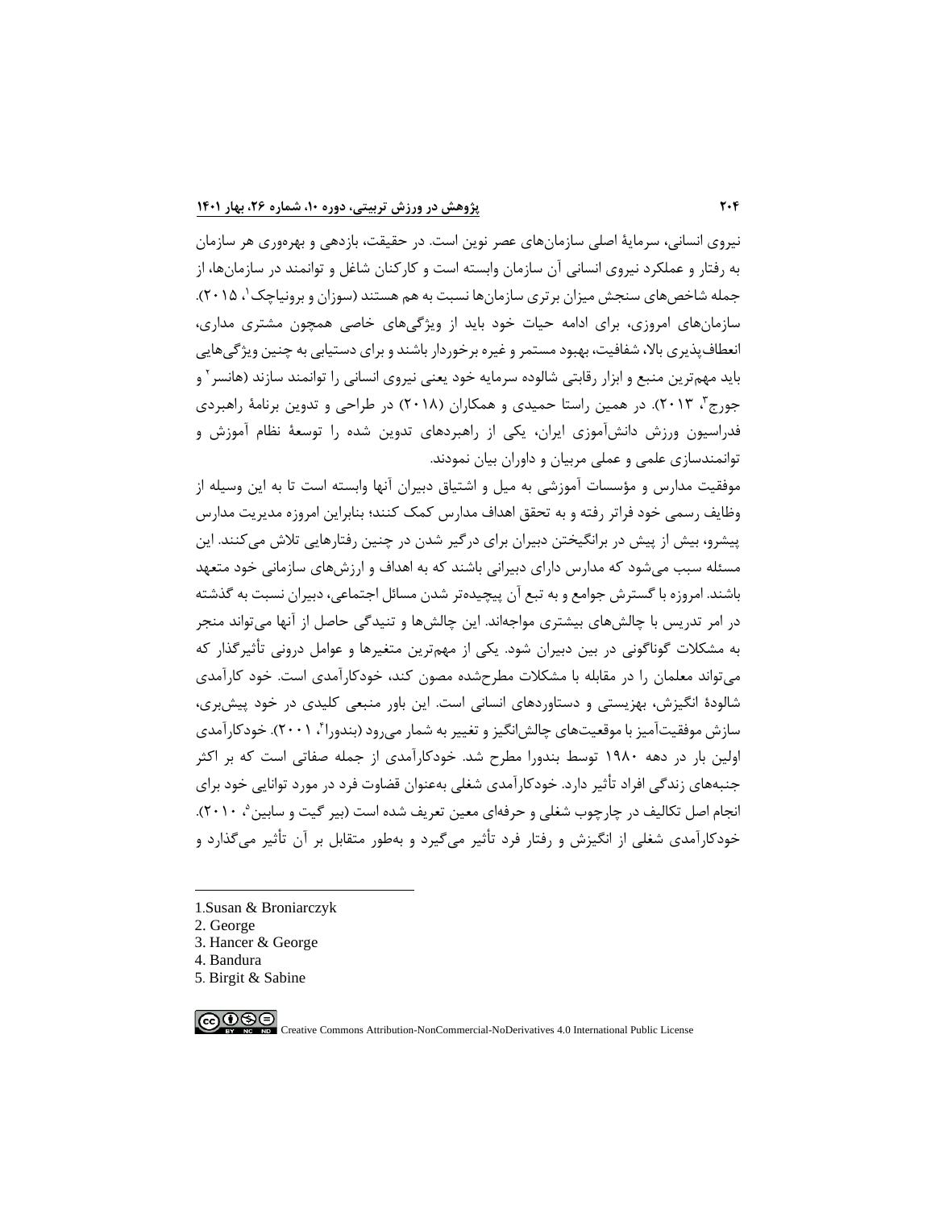نیروی انسانی، سرمایهٔ اصلی سازمان‌های عصر نوین است. در حقیقت، بازدهی و بهره‌وری هر سازمان به رفتار و عملکرد نیروی انسانی آن سازمان وابسته است و کارکنان شاغل و توانمند در سازمان‌ها، از جمله شاخص‌های سنجش میزان برتری سازمان‌ها نسبت به هم هستند (سوزان و برونیاچک[1]، ۲۰۱۵). سازمان‌های امروزی، برای ادامه حیات خود باید از ویژگی‌های خاصی همچون مشتری مداری، انعطاف‌پذیری بالا، شفافیت، بهبود مستمر و غیره برخوردار باشند و برای دستیابی به چنین ویژگی‌هایی باید مهم‌ترین منبع و ابزار رقابتی شالوده سرمایه خود یعنی نیروی انسانی را توانمند سازند (هانسر[2] و جورج[3]، ۲۰۱۳). در همین راستا حمیدی و همکاران (۲۰۱۸) در طراحی و تدوین برنامهٔ راهبردی فدراسیون ورزش دانش‌آموزی ایران، یکی از راهبردهای تدوین شده را توسعهٔ نظام آموزش و توانمندسازی علمی و عملی مربیان و داوران بیان نمودند.

موفقیت مدارس و مؤسسات آموزشی به میل و اشتیاق دبیران آنها وابسته است تا به این وسیله از وظایف رسمی خود فراتر رفته و به تحقق اهداف مدارس کمک کنند؛ بنابراین امروزه مدیریت مدارس پیشرو، بیش از پیش در برانگیختن دبیران برای درگیر شدن در چنین رفتارهایی تلاش می‌کنند. این مسئله سبب می‌شود که مدارس دارای دبیرانی باشند که به اهداف و ارزش‌های سازمانی خود متعهد باشند. امروزه با گسترش جوامع و به تبع آن پیچیده‌تر شدن مسائل اجتماعی، دبیران نسبت به گذشته در امر تدریس با چالش‌های بیشتری مواجه‌اند. این چالش‌ها و تنیدگی حاصل از آنها می‌تواند منجر به مشکلات گوناگونی در بین دبیران شود. یکی از مهم‌ترین متغیرها و عوامل درونی تأثیرگذار که می‌تواند معلمان را در مقابله با مشکلات مطرح‌شده مصون کند، خودکارآمدی است. خود کارآمدی شالودهٔ انگیزش، بهزیستی و دستاوردهای انسانی است. این باور منبعی کلیدی در خود پیش‌بری، سازش موفقیت‌آمیز با موقعیت‌های چالش‌انگیز و تغییر به شمار می‌رود (بندورا[4]، ۲۰۰۱). خودکارآمدی اولین بار در دهه ۱۹۸۰ توسط بندورا مطرح شد. خودکارآمدی از جمله صفاتی است که بر اکثر جنبه‌های زندگی افراد تأثیر دارد. خودکارآمدی شغلی به‌عنوان قضاوت فرد در مورد توانایی خود برای انجام اصل تکالیف در چارچوب شغلی و حرفه‌ای معین تعریف شده است (بیر گیت و سابین[5]، ۲۰۱۰). خودکارآمدی شغلی از انگیزش و رفتار فرد تأثیر می‌گیرد و به‌طور متقابل بر آن تأثیر می‌گذارد و

---

1. Susan & Broniarczyk
2. George
3. Hancer & George
4. Bandura
5. Birgit & Sabine

Creative Commons Attribution-NonCommercial-NoDerivatives 4.0 International Public License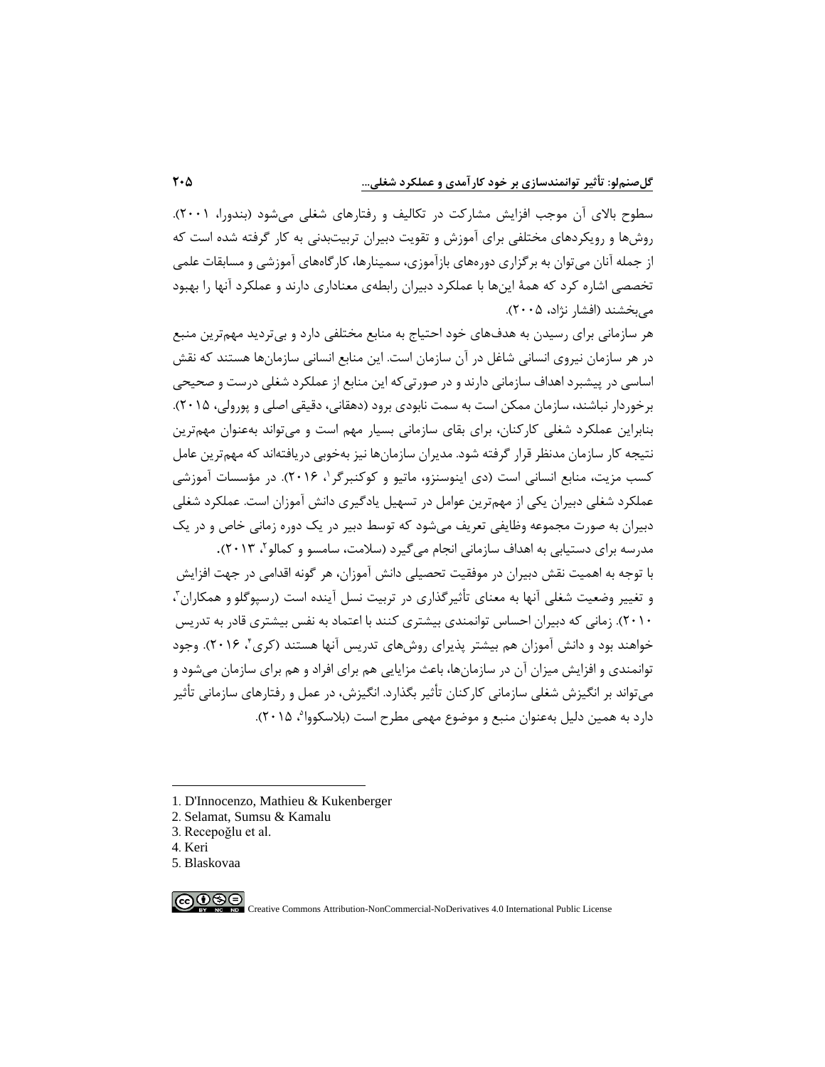سطوح بالای آن موجب افزایش مشارکت در تکالیف و رفتارهای شغلی می‌شود (بندورا، ۲۰۰۱). روش‌ها و رویکردهای مختلفی برای آموزش و تقویت دبیران تربیت‌بدنی به کار گرفته شده است که از جمله آنان می‌توان به برگزاری دوره‌های بازآموزی، سمینارها، کارگاه‌های آموزشی و مسابقات علمی تخصصی اشاره کرد که همهٔ این‌ها با عملکرد دبیران رابطه‌ی معناداری دارند و عملکرد آنها را بهبود می‌بخشند (افشار نژاد، ۲۰۰۵).

هر سازمانی برای رسیدن به هدف‌های خود احتیاج به منابع مختلفی دارد و بی‌تردید مهم‌ترین منبع در هر سازمان نیروی انسانی شاغل در آن سازمان است. این منابع انسانی سازمان‌ها هستند که نقش اساسی در پیشبرد اهداف سازمانی دارند و در صورتی‌که این منابع از عملکرد شغلی درست و صحیحی برخوردار نباشند، سازمان ممکن است به سمت نابودی برود (دهقانی، دقیقی اصلی و پورولی، ۲۰۱۵). بنابراین عملکرد شغلی کارکنان، برای بقای سازمانی بسیار مهم است و می‌تواند به‌عنوان مهم‌ترین نتیجه کار سازمان مدنظر قرار گرفته شود. مدیران سازمان‌ها نیز به‌خوبی دریافته‌اند که مهم‌ترین عامل کسب مزیت، منابع انسانی است (دی اینوسنزو، ماتیو و کوکنبرگر[1]، ۲۰۱۶). در مؤسسات آموزشی عملکرد شغلی دبیران یکی از مهم‌ترین عوامل در تسهیل یادگیری دانش آموزان است. عملکرد شغلی دبیران به صورت مجموعه وظایفی تعریف می‌شود که توسط دبیر در یک دوره زمانی خاص و در یک مدرسه برای دستیابی به اهداف سازمانی انجام می‌گیرد (سلامت، سامسو و کمالو[2]، ۲۰۱۳).

با توجه به اهمیت نقش دبیران در موفقیت تحصیلی دانش آموزان، هر گونه اقدامی در جهت افزایش و تغییر وضعیت شغلی آنها به معنای تأثیرگذاری در تربیت نسل آینده است (رسپوگلو و همکاران[3]، ۲۰۱۰). زمانی که دبیران احساس توانمندی بیشتری کنند با اعتماد به نفس بیشتری قادر به تدریس خواهند بود و دانش آموزان هم بیشتر پذیرای روش‌های تدریس آنها هستند (کری[4]، ۲۰۱۶). وجود توانمندی و افزایش میزان آن در سازمان‌ها، باعث مزایایی هم برای افراد و هم برای سازمان می‌شود و می‌تواند بر انگیزش شغلی سازمانی کارکنان تأثیر بگذارد. انگیزش، در عمل و رفتارهای سازمانی تأثیر دارد به همین دلیل به‌عنوان منبع و موضوع مهمی مطرح است (بلاسکووا[5]، ۲۰۱۵).

---

1. D'Innocenzo, Mathieu & Kukenberger
2. Selamat, Sumsu & Kamalu
3. Recepoğlu et al.
4. Keri
5. Blaskovaa

Creative Commons Attribution-NonCommercial-NoDerivatives 4.0 International Public License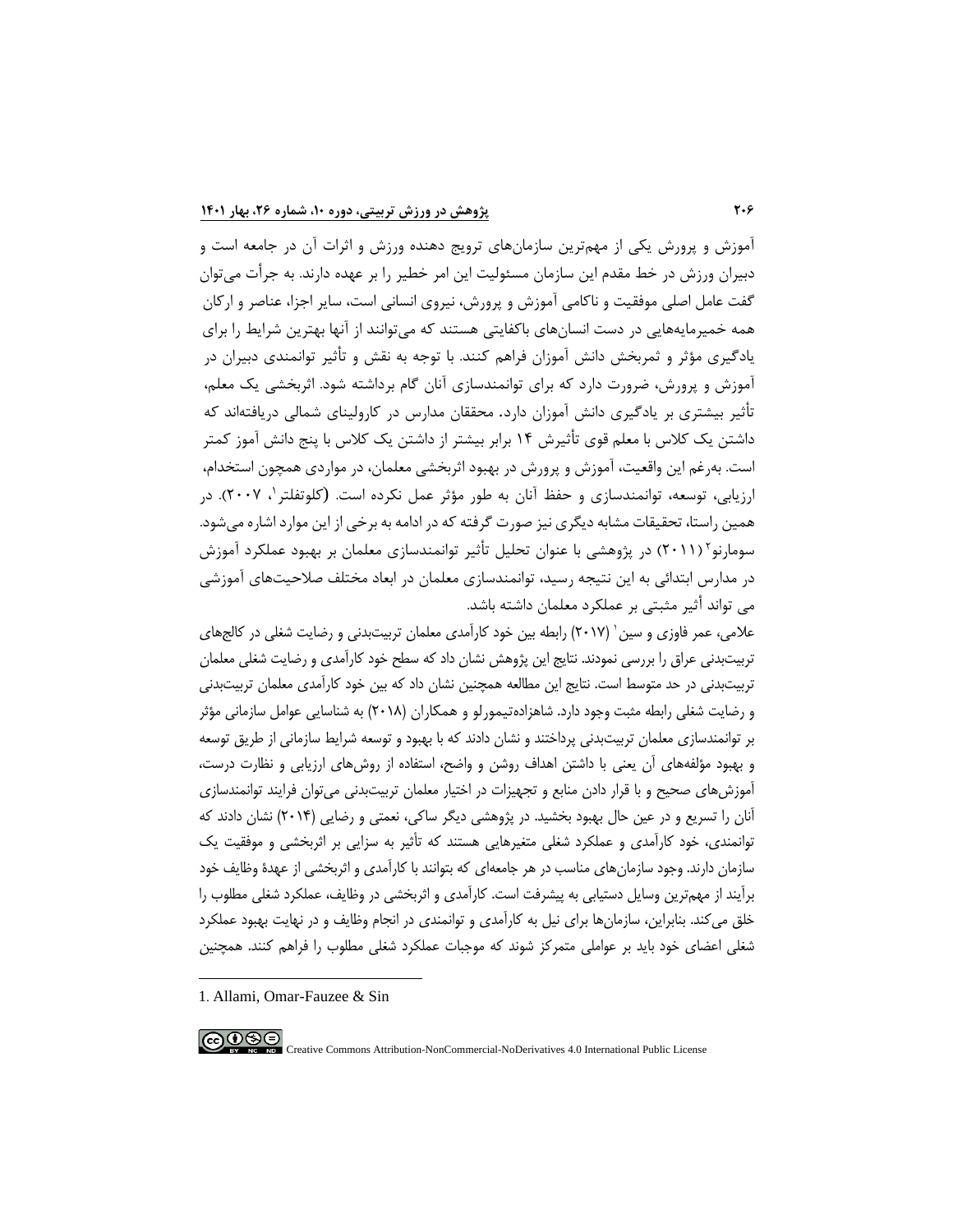آموزش و پرورش یکی از مهم‌ترین سازمان‌های ترویج دهنده ورزش و اثرات آن در جامعه است و دبیران ورزش در خط مقدم این سازمان مسئولیت این امر خطیر را بر عهده دارند. به جرأت می‌توان گفت عامل اصلی موفقیت و ناکامی آموزش و پرورش، نیروی انسانی است، سایر اجزا، عناصر و ارکان همه خمیرمایه‌هایی در دست انسان‌های باکفایتی هستند که می‌توانند از آنها بهترین شرایط را برای یادگیری مؤثر و ثمربخش دانش آموزان فراهم کنند. با توجه به نقش و تأثیر توانمندی دبیران در آموزش و پرورش، ضرورت دارد که برای توانمندسازی آنان گام برداشته شود. اثربخشی یک معلم، تأثیر بیشتری بر یادگیری دانش آموزان دارد. محققان مدارس در کارولینای شمالی دریافته‌اند که داشتن یک کلاس با معلم قوی تأثیرش ۱۴ برابر بیشتر از داشتن یک کلاس با پنج دانش آموز کمتر است. به‌رغم این واقعیت، آموزش و پرورش در بهبود اثربخشی معلمان، در مواردی همچون استخدام، ارزیابی، توسعه، توانمندسازی و حفظ آنان به طور مؤثر عمل نکرده است. (کلوتفلتر[1]، ۲۰۰۷). در همین راستا، تحقیقات مشابه دیگری نیز صورت گرفته که در ادامه به برخی از این موارد اشاره می‌شود. سومارنو[2] (۲۰۱۱) در پژوهشی با عنوان تحلیل تأثیر توانمندسازی معلمان بر بهبود عملکرد آموزش در مدارس ابتدائی به این نتیجه رسید، توانمندسازی معلمان در ابعاد مختلف صلاحیت‌های آموزشی می تواند أثیر مثبتی بر عملکرد معلمان داشته باشد.

علامی، عمر فاوزی و سین[1] (۲۰۱۷) رابطه بین خود کارآمدی معلمان تربیت‌بدنی و رضایت شغلی در کالج‌های تربیت‌بدنی عراق را بررسی نمودند. نتایج این پژوهش نشان داد که سطح خود کارآمدی و رضایت شغلی معلمان تربیت‌بدنی در حد متوسط است. نتایج این مطالعه همچنین نشان داد که بین خود کارآمدی معلمان تربیت‌بدنی و رضایت شغلی رابطه مثبت وجود دارد. شاهزاده‌تیمورلو و همکاران (۲۰۱۸) به شناسایی عوامل سازمانی مؤثر بر توانمندسازی معلمان تربیت‌بدنی پرداختند و نشان دادند که با بهبود و توسعه شرایط سازمانی از طریق توسعه و بهبود مؤلفه‌های آن یعنی با داشتن اهداف روشن و واضح، استفاده از روش‌های ارزیابی و نظارت درست، آموزش‌های صحیح و با قرار دادن منابع و تجهیزات در اختیار معلمان تربیت‌بدنی می‌توان فرایند توانمندسازی آنان را تسریع و در عین حال بهبود بخشید. در پژوهشی دیگر ساکی، نعمتی و رضایی (۲۰۱۴) نشان دادند که توانمندی، خود کارآمدی و عملکرد شغلی متغیرهایی هستند که تأثیر به سزایی بر اثربخشی و موفقیت یک سازمان دارند. وجود سازمان‌های مناسب در هر جامعه‌ای که بتوانند با کارآمدی و اثربخشی از عهدهٔ وظایف خود برآیند از مهم‌ترین وسایل دستیابی به پیشرفت است. کارآمدی و اثربخشی در وظایف، عملکرد شغلی مطلوب را خلق می‌کند. بنابراین، سازمان‌ها برای نیل به کارآمدی و توانمندی در انجام وظایف و در نهایت بهبود عملکرد شغلی اعضای خود باید بر عواملی متمرکز شوند که موجبات عملکرد شغلی مطلوب را فراهم کنند. همچنین

---

1. Allami, Omar-Fauzee & Sin

Creative Commons Attribution-NonCommercial-NoDerivatives 4.0 International Public License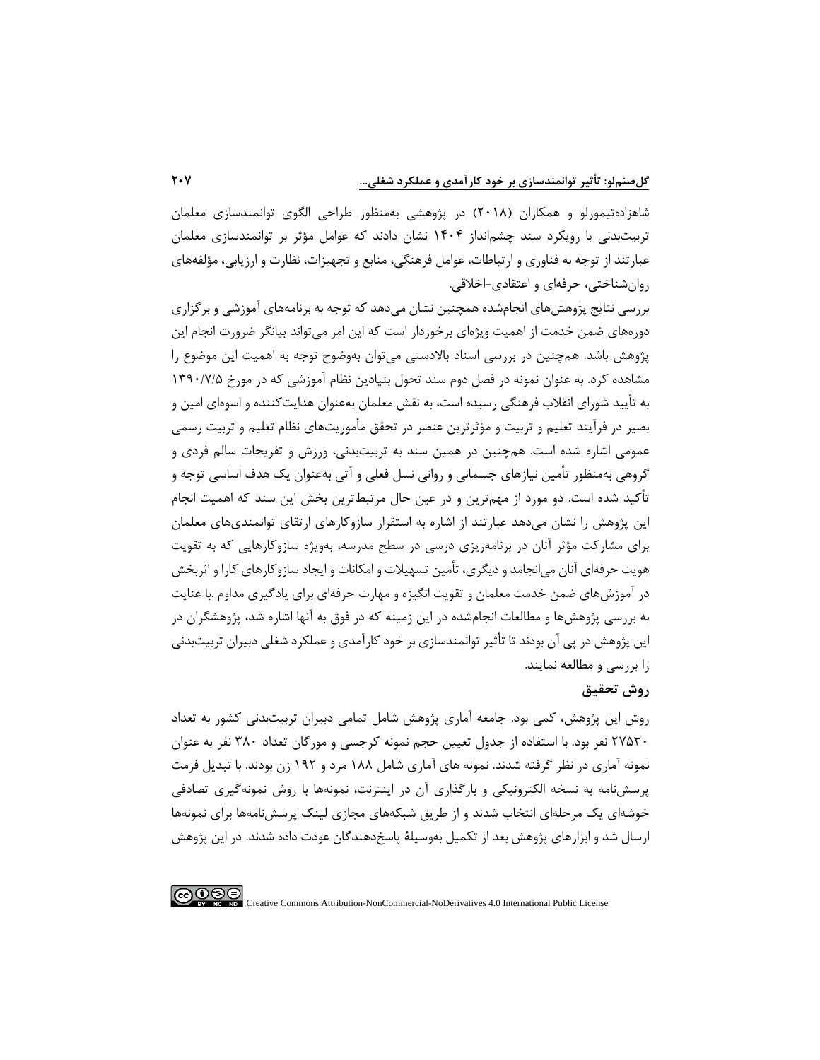شاهزاده‌تیمورلو و همکاران (۲۰۱۸) در پژوهشی به‌منظور طراحی الگوی توانمندسازی معلمان تربیت‌بدنی با رویکرد سند چشم‌انداز ۱۴۰۴ نشان دادند که عوامل مؤثر بر توانمندسازی معلمان عبارتند از توجه به فناوری و ارتباطات، عوامل فرهنگی، منابع و تجهیزات، نظارت و ارزیابی، مؤلفه‌های روان‌شناختی، حرفه‌ای و اعتقادی-اخلاقی.

بررسی نتایج پژوهش‌های انجام‌شده همچنین نشان می‌دهد که توجه به برنامه‌های آموزشی و برگزاری دوره‌های ضمن خدمت از اهمیت ویژه‌ای برخوردار است که این امر می‌تواند بیانگر ضرورت انجام این پژوهش باشد. هم‌چنین در بررسی اسناد بالادستی می‌توان به‌وضوح توجه به اهمیت این موضوع را مشاهده کرد. به عنوان نمونه در فصل دوم سند تحول بنیادین نظام آموزشی که در مورخ ۱۳۹۰/۷/۵ به تأیید شورای انقلاب فرهنگی رسیده است، به نقش معلمان به‌عنوان هدایت‌کننده و اسوه‌ای امین و بصیر در فرآیند تعلیم و تربیت و مؤثرترین عنصر در تحقق مأموریت‌های نظام تعلیم و تربیت رسمی عمومی اشاره شده است. هم‌چنین در همین سند به تربیت‌بدنی، ورزش و تفریحات سالم فردی و گروهی به‌منظور تأمین نیازهای جسمانی و روانی نسل فعلی و آتی به‌عنوان یک هدف اساسی توجه و تأکید شده است. دو مورد از مهم‌ترین و در عین حال مرتبط‌ترین بخش این سند که اهمیت انجام این پژوهش را نشان می‌دهد عبارتند از اشاره به استقرار سازوکارهای ارتقای توانمندی‌های معلمان برای مشارکت مؤثر آنان در برنامه‌ریزی درسی در سطح مدرسه، به‌ویژه سازوکارهایی که به تقویت هویت حرفه‌ای آنان می‌انجامد و دیگری، تأمین تسهیلات و امکانات و ایجاد سازوکارهای کارا و اثربخش در آموزش‌های ضمن خدمت معلمان و تقویت انگیزه و مهارت حرفه‌ای برای یادگیری مداوم .با عنایت به بررسی پژوهش‌ها و مطالعات انجام‌شده در این زمینه که در فوق به آنها اشاره شد، پژوهشگران در این پژوهش در پی آن بودند تا تأثیر توانمندسازی بر خود کارآمدی و عملکرد شغلی دبیران تربیت‌بدنی را بررسی و مطالعه نمایند.

## روش تحقیق

روش این پژوهش، کمی بود. جامعه آماری پژوهش شامل تمامی دبیران تربیت‌بدنی کشور به تعداد ۲۷۵۳۰ نفر بود. با استفاده از جدول تعیین حجم نمونه کرجسی و مورگان تعداد ۳۸۰ نفر به عنوان نمونه آماری در نظر گرفته شدند. نمونه های آماری شامل ۱۸۸ مرد و ۱۹۲ زن بودند. با تبدیل فرمت پرسش‌نامه به نسخه الکترونیکی و بارگذاری آن در اینترنت، نمونه‌ها با روش نمونه‌گیری تصادفی خوشه‌ای یک مرحله‌ای انتخاب شدند و از طریق شبکه‌های مجازی لینک پرسش‌نامه‌ها برای نمونه‌ها ارسال شد و ابزارهای پژوهش بعد از تکمیل به‌وسیلهٔ پاسخ‌دهندگان عودت داده شدند. در این پژوهش

Creative Commons Attribution-NonCommercial-NoDerivatives 4.0 International Public License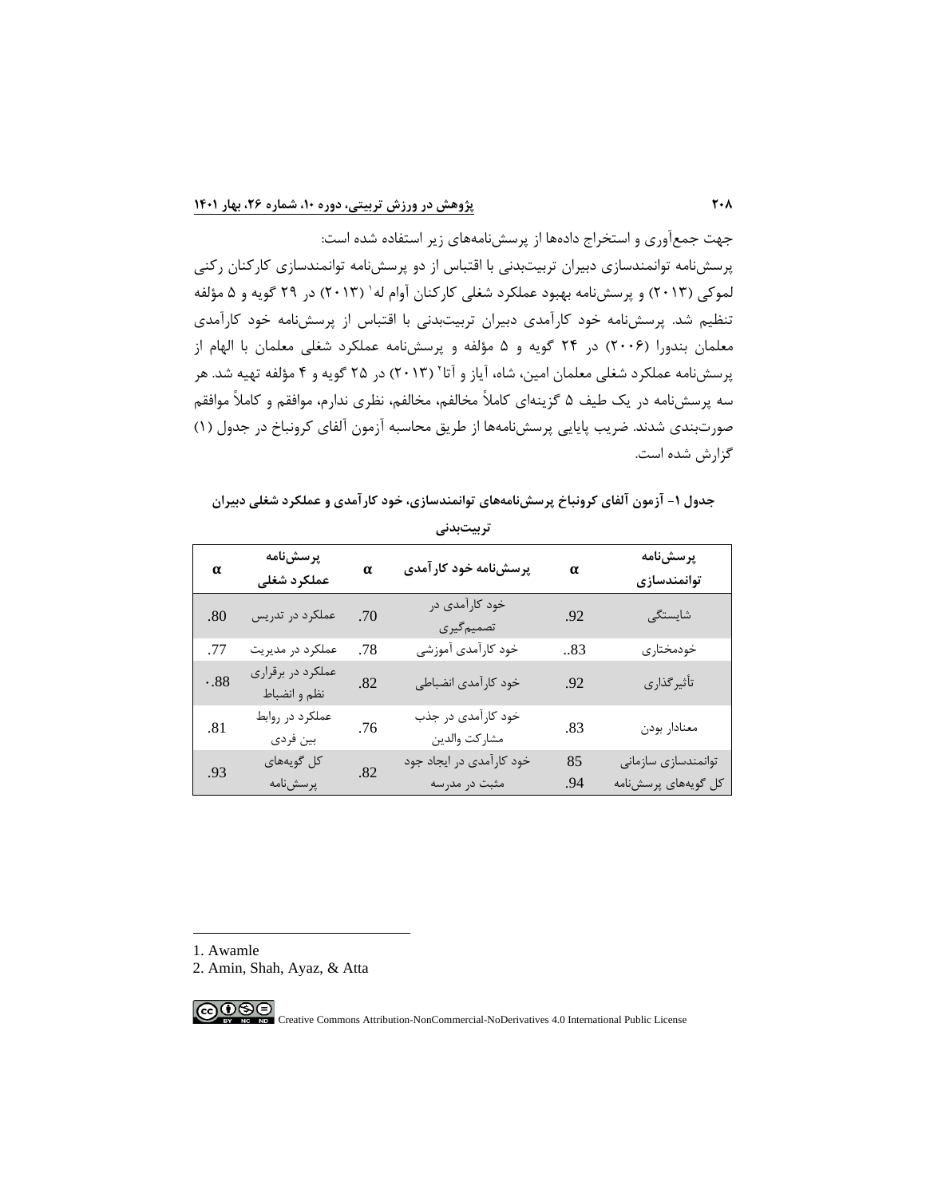جهت جمع‌آوری و استخراج داده‌ها از پرسش‌نامه‌های زیر استفاده شده است:

پرسش‌نامه توانمندسازی دبیران تربیت‌بدنی با اقتباس از دو پرسش‌نامه توانمندسازی کارکنان رکنی لموکی (۲۰۱۳) و پرسش‌نامه بهبود عملکرد شغلی کارکنان آوام له[1] (۲۰۱۳) در ۲۹ گویه و ۵ مؤلفه تنظیم شد. پرسش‌نامه خود کارآمدی دبیران تربیت‌بدنی با اقتباس از پرسش‌نامه خود کارآمدی معلمان بندورا (۲۰۰۶) در ۲۴ گویه و ۵ مؤلفه و پرسش‌نامه عملکرد شغلی معلمان با الهام از پرسش‌نامه عملکرد شغلی معلمان امین، شاه، آیاز و آتا[2] (۲۰۱۳) در ۲۵ گویه و ۴ مؤلفه تهیه شد. هر سه پرسش‌نامه در یک طیف ۵ گزینه‌ای کاملاً مخالفم، مخالفم، نظری ندارم، موافقم و کاملاً موافقم صورت‌بندی شدند. ضریب پایایی پرسش‌نامه‌ها از طریق محاسبه آزمون آلفای کرونباخ در جدول (۱) گزارش شده است.

**جدول ۱- آزمون آلفای کرونباخ پرسش‌نامه‌های توانمندسازی، خود کارآمدی و عملکرد شغلی دبیران تربیت‌بدنی**

| پرسش‌نامه توانمندسازی | α | پرسش‌نامه خود کارآمدی | α | پرسش‌نامه عملکرد شغلی | α |
|---|---|---|---|---|---|
| شایستگی | .92 | خود کارآمدی در تصمیم‌گیری | .70 | عملکرد در تدریس | .80 |
| خودمختاری | ..83 | خود کارآمدی آموزشی | .78 | عملکرد در مدیریت | .77 |
| تأثیرگذاری | .92 | خود کارآمدی انضباطی | .82 | عملکرد در برقراری نظم و انضباط | ۰.88 |
| معنادار بودن | .83 | خود کارآمدی در جذب مشارکت والدین | .76 | عملکرد در روابط بین فردی | .81 |
| توانمندسازی سازمانی | 85 | خود کارآمدی در ایجاد جود مثبت در مدرسه | .82 | کل گویه‌های پرسش‌نامه | .93 |
| کل گویه‌های پرسش‌نامه | .94 | | | | |

1. Awamle
2. Amin, Shah, Ayaz, & Atta

Creative Commons Attribution-NonCommercial-NoDerivatives 4.0 International Public License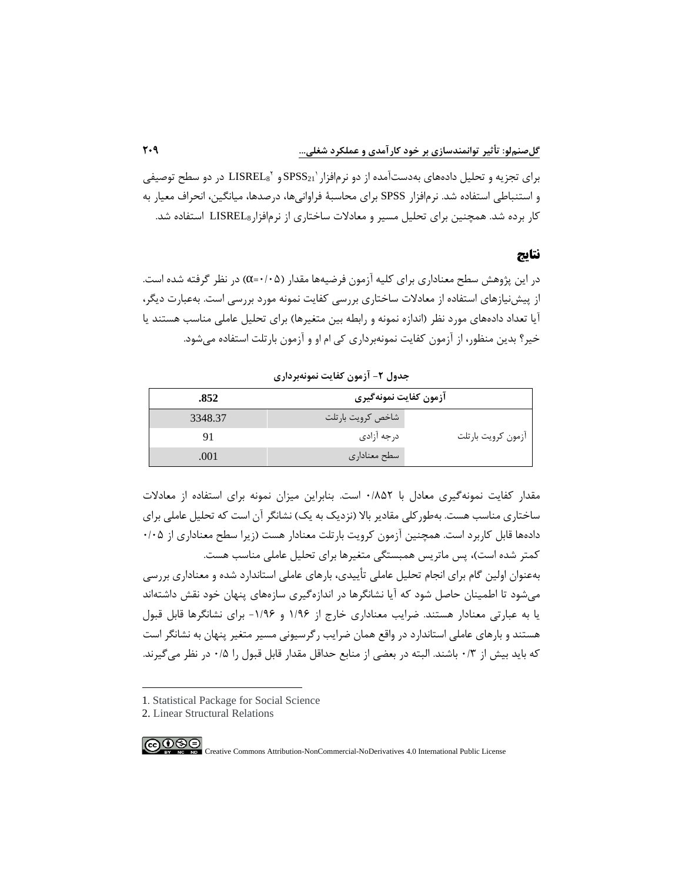برای تجزیه و تحلیل داده‌های به‌دست‌آمده از دو نرم‌افزار $SPSS_{21}$[1] و $LISREL_8$[2] در دو سطح توصیفی و استنباطی استفاده شد. نرم‌افزار SPSS برای محاسبهٔ فراوانی‌ها، درصدها، میانگین، انحراف معیار به کار برده شد. همچنین برای تحلیل مسیر و معادلات ساختاری از نرم‌افزار $LISREL_8$ استفاده شد.

## نتایج

در این پژوهش سطح معناداری برای کلیه آزمون فرضیه‌ها مقدار ($\alpha$=۰/۰۵) در نظر گرفته شده است. از پیش‌نیازهای استفاده از معادلات ساختاری بررسی کفایت نمونه مورد بررسی است. به‌عبارت دیگر، آیا تعداد داده‌های مورد نظر (اندازه نمونه و رابطه بین متغیرها) برای تحلیل عاملی مناسب هستند یا خیر؟ بدین منظور، از آزمون کفایت نمونه‌برداری کی ام او و آزمون بارتلت استفاده می‌شود.

**جدول ۲- آزمون کفایت نمونه‌برداری**

| آزمون کفایت نمونه‌گیری | | .852 |
|---|---|---|
| آزمون کرویت بارتلت | شاخص کرویت بارتلت | 3348.37 |
| | درجه آزادی | 91 |
| | سطح معناداری | .001 |

مقدار کفایت نمونه‌گیری معادل با ۰/۸۵۲ است. بنابراین میزان نمونه برای استفاده از معادلات ساختاری مناسب هست. به‌طورکلی مقادیر بالا (نزدیک به یک) نشانگر آن است که تحلیل عاملی برای داده‌ها قابل کاربرد است. همچنین آزمون کرویت بارتلت معنادار هست (زیرا سطح معناداری از ۰/۰۵ کمتر شده است)، پس ماتریس همبستگی متغیرها برای تحلیل عاملی مناسب هست.

به‌عنوان اولین گام برای انجام تحلیل عاملی تأییدی، بارهای عاملی استاندارد شده و معناداری بررسی می‌شود تا اطمینان حاصل شود که آیا نشانگرها در اندازه‌گیری سازه‌های پنهان خود نقش داشته‌اند یا به عبارتی معنادار هستند. ضرایب معناداری خارج از ۱/۹۶ و ۱/۹۶- برای نشانگرها قابل قبول هستند و بارهای عاملی استاندارد در واقع همان ضرایب رگرسیونی مسیر متغیر پنهان به نشانگر است که باید بیش از ۰/۳ باشند. البته در بعضی از منابع حداقل مقدار قابل قبول را ۰/۵ در نظر می‌گیرند.

---

1. Statistical Package for Social Science
2. Linear Structural Relations

Creative Commons Attribution-NonCommercial-NoDerivatives 4.0 International Public License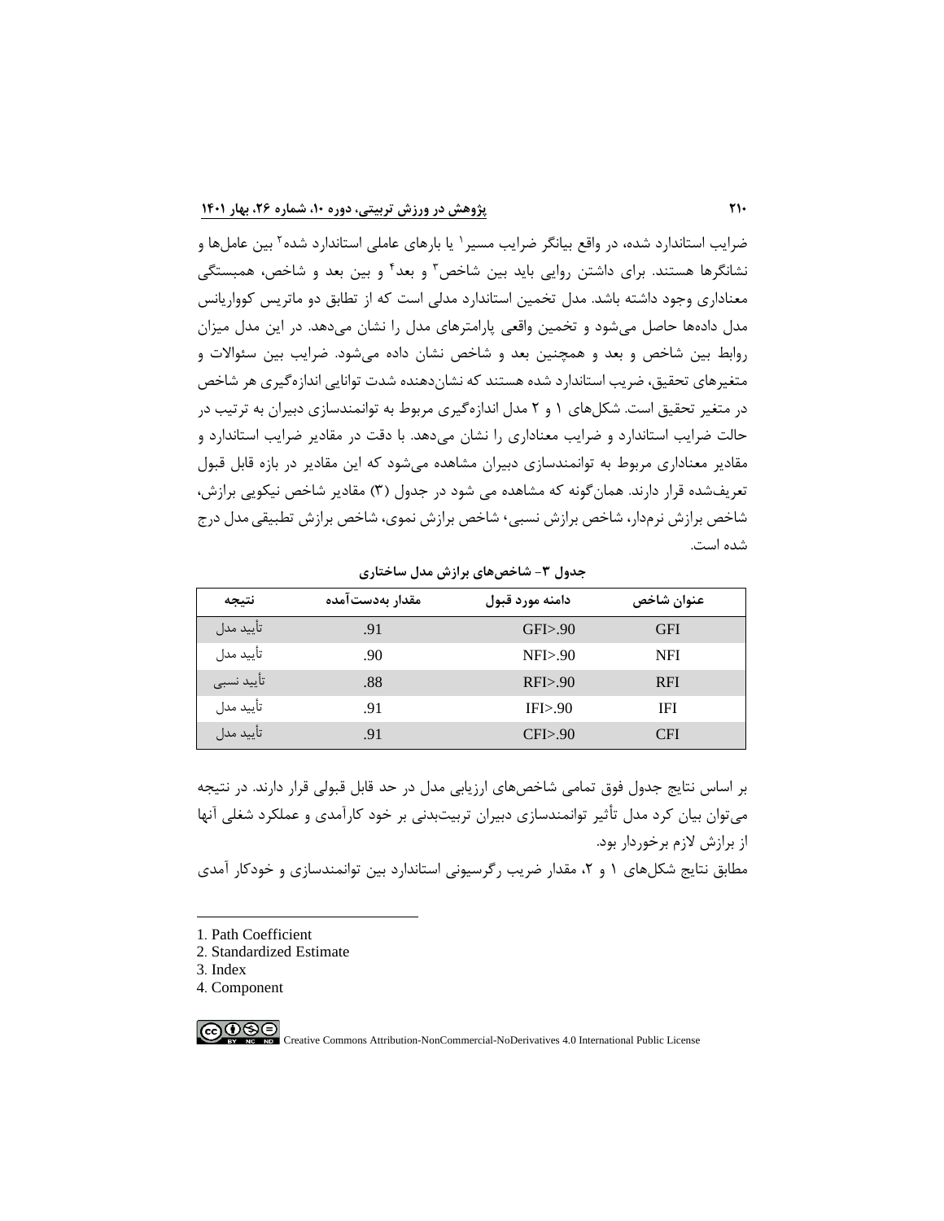ضرایب استاندارد شده، در واقع بیانگر ضرایب مسیر[1] یا بارهای عاملی استاندارد شده[2] بین عامل‌ها و نشانگرها هستند. برای داشتن روایی باید بین شاخص[3] و بعد[4] و بین بعد و شاخص، همبستگی معناداری وجود داشته باشد. مدل تخمین استاندارد مدلی است که از تطابق دو ماتریس کوواریانس مدل داده‌ها حاصل می‌شود و تخمین واقعی پارامترهای مدل را نشان می‌دهد. در این مدل میزان روابط بین شاخص و بعد و همچنین بعد و شاخص نشان داده می‌شود. ضرایب بین سئوالات و متغیرهای تحقیق، ضریب استاندارد شده هستند که نشان‌دهنده شدت توانایی اندازه‌گیری هر شاخص در متغیر تحقیق است. شکل‌های ۱ و ۲ مدل اندازه‌گیری مربوط به توانمندسازی دبیران به ترتیب در حالت ضرایب استاندارد و ضرایب معناداری را نشان می‌دهد. با دقت در مقادیر ضرایب استاندارد و مقادیر معناداری مربوط به توانمندسازی دبیران مشاهده می‌شود که این مقادیر در بازه قابل قبول تعریف‌شده قرار دارند. همان‌گونه که مشاهده می شود در جدول (۳) مقادیر شاخص نیکویی برازش، شاخص برازش نرم‌دار، شاخص برازش نسبی، شاخص برازش نموی، شاخص برازش تطبیقی مدل درج شده است.

**جدول ۳- شاخص‌های برازش مدل ساختاری**

| عنوان شاخص | دامنه مورد قبول | مقدار به‌دست‌آمده | نتیجه |
| --- | --- | --- | --- |
| GFI | GFI>.90 | .91 | تأیید مدل |
| NFI | NFI>.90 | .90 | تأیید مدل |
| RFI | RFI>.90 | .88 | تأیید نسبی |
| IFI | IFI>.90 | .91 | تأیید مدل |
| CFI | CFI>.90 | .91 | تأیید مدل |

بر اساس نتایج جدول فوق تمامی شاخص‌های ارزیابی مدل در حد قابل قبولی قرار دارند. در نتیجه می‌توان بیان کرد مدل تأثیر توانمندسازی دبیران تربیت‌بدنی بر خود کارآمدی و عملکرد شغلی آنها از برازش لازم برخوردار بود.

مطابق نتایج شکل‌های ۱ و ۲، مقدار ضریب رگرسیونی استاندارد بین توانمندسازی و خودکار آمدی

---

1. Path Coefficient
2. Standardized Estimate
3. Index
4. Component

Creative Commons Attribution-NonCommercial-NoDerivatives 4.0 International Public License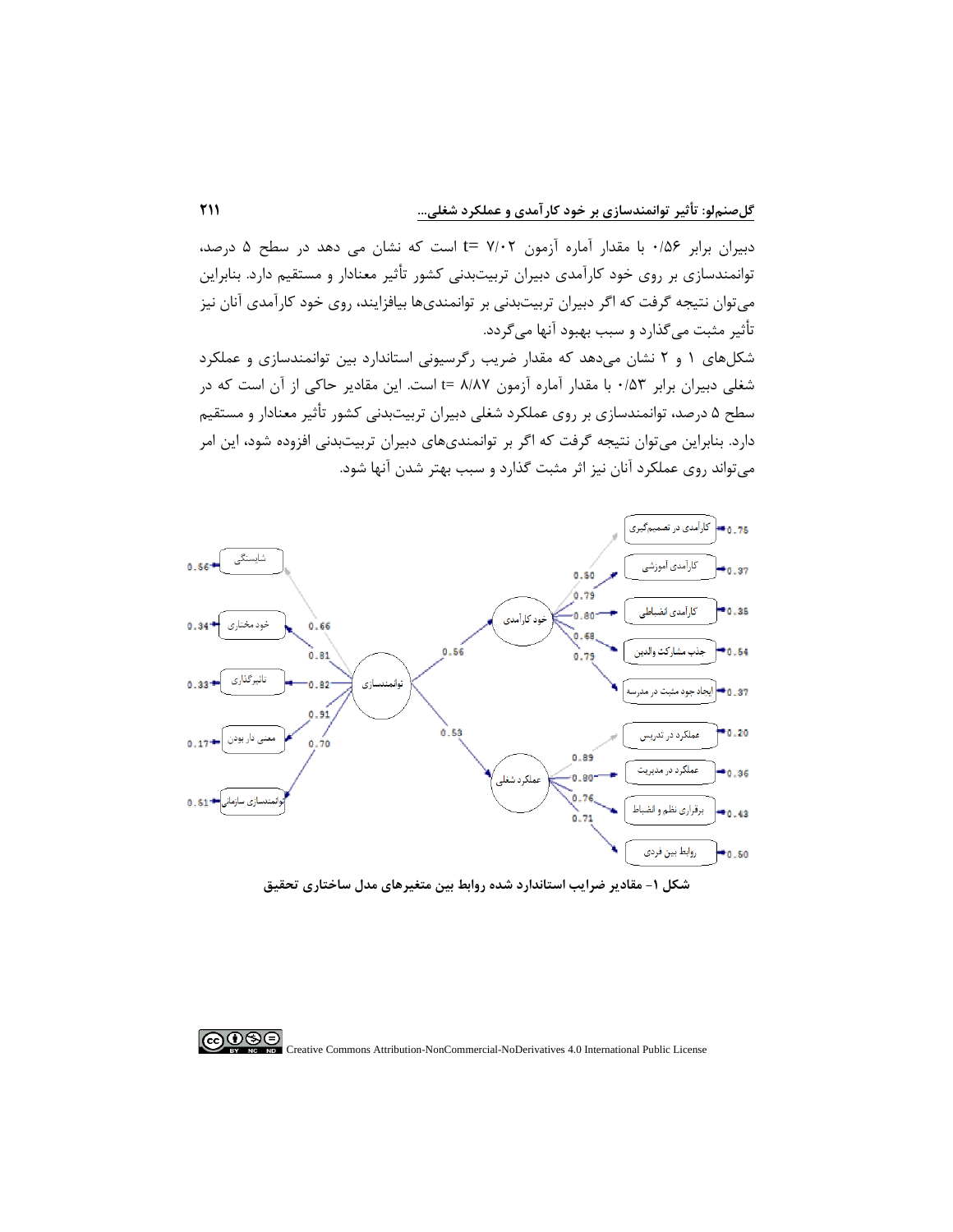دبیران برابر ۰/۵۶ با مقدار آماره آزمون ۷/۰۲ =t است که نشان می دهد در سطح ۵ درصد، توانمندسازی بر روی خود کارآمدی دبیران تربیت‌بدنی کشور تأثیر معنادار و مستقیم دارد. بنابراین می‌توان نتیجه گرفت که اگر دبیران تربیت‌بدنی بر توانمندی‌ها بیافزایند، روی خود کارآمدی آنان نیز تأثیر مثبت می‌گذارد و سبب بهبود آنها می‌گردد.

شکل‌های ۱ و ۲ نشان می‌دهد که مقدار ضریب رگرسیونی استاندارد بین توانمندسازی و عملکرد شغلی دبیران برابر ۰/۵۳ با مقدار آماره آزمون ۸/۸۷ =t است. این مقادیر حاکی از آن است که در سطح ۵ درصد، توانمندسازی بر روی عملکرد شغلی دبیران تربیت‌بدنی کشور تأثیر معنادار و مستقیم دارد. بنابراین می‌توان نتیجه گرفت که اگر بر توانمندی‌های دبیران تربیت‌بدنی افزوده شود، این امر می‌تواند روی عملکرد آنان نیز اثر مثبت گذارد و سبب بهتر شدن آنها شود.

**شکل ۱- مقادیر ضرایب استاندارد شده روابط بین متغیرهای مدل ساختاری تحقیق**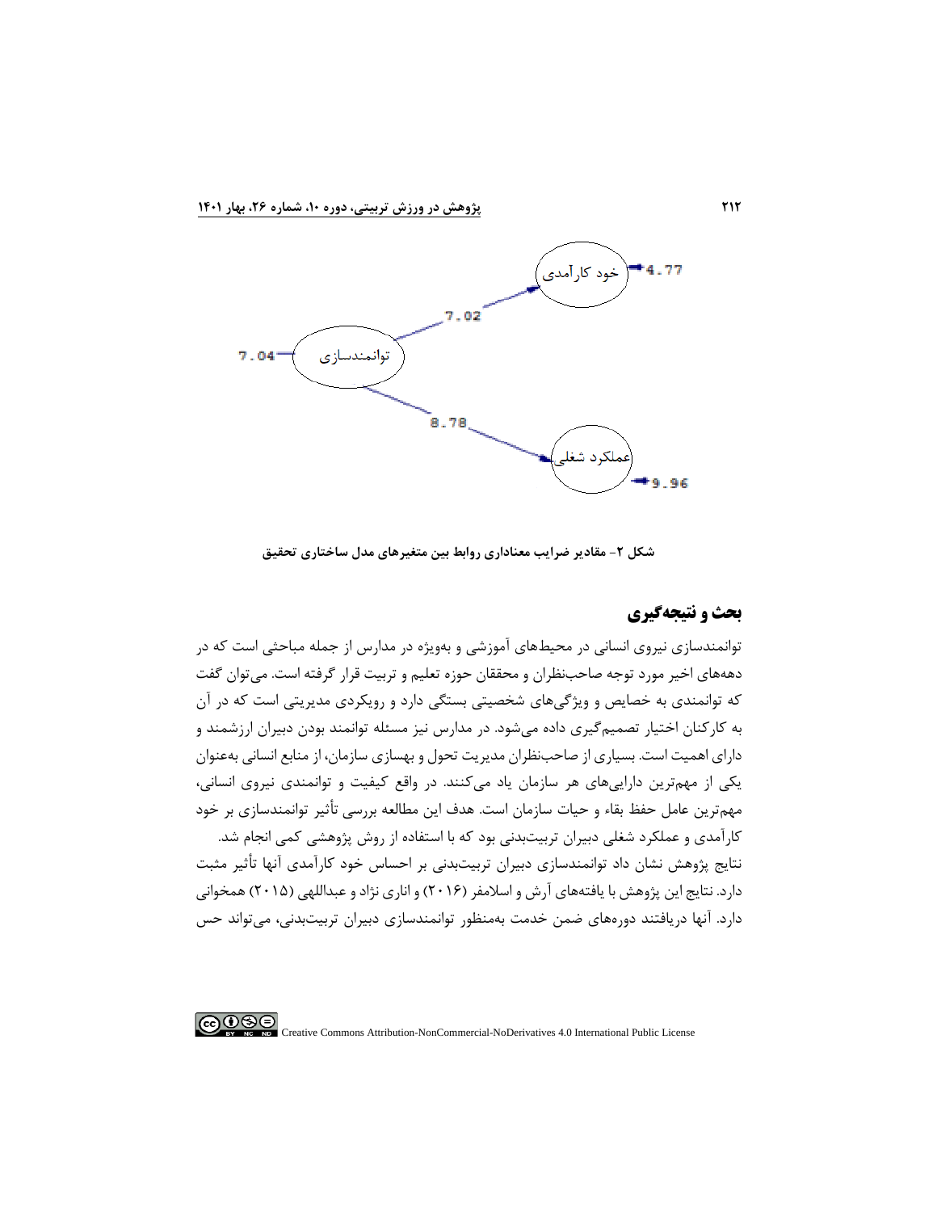شکل ۲- مقادیر ضرایب معناداری روابط بین متغیرهای مدل ساختاری تحقیق

## بحث و نتیجه‌گیری

توانمندسازی نیروی انسانی در محیط‌های آموزشی و به‌ویژه در مدارس از جمله مباحثی است که در دهه‌های اخیر مورد توجه صاحب‌نظران و محققان حوزه تعلیم و تربیت قرار گرفته است. می‌توان گفت که توانمندی به خصایص و ویژگی‌های شخصیتی بستگی دارد و رویکردی مدیریتی است که در آن به کارکنان اختیار تصمیم‌گیری داده می‌شود. در مدارس نیز مسئله توانمند بودن دبیران ارزشمند و دارای اهمیت است. بسیاری از صاحب‌نظران مدیریت تحول و بهسازی سازمان، از منابع انسانی به‌عنوان یکی از مهم‌ترین دارایی‌های هر سازمان یاد می‌کنند. در واقع کیفیت و توانمندی نیروی انسانی، مهم‌ترین عامل حفظ بقاء و حیات سازمان است. هدف این مطالعه بررسی تأثیر توانمندسازی بر خود کارآمدی و عملکرد شغلی دبیران تربیت‌بدنی بود که با استفاده از روش پژوهشی کمی انجام شد.

نتایج پژوهش نشان داد توانمندسازی دبیران تربیت‌بدنی بر احساس خود کارآمدی آنها تأثیر مثبت دارد. نتایج این پژوهش با یافته‌های آرش و اسلامفر (۲۰۱۶) و اناری نژاد و عبداللهی (۲۰۱۵) همخوانی دارد. آنها دریافتند دوره‌های ضمن خدمت به‌منظور توانمندسازی دبیران تربیت‌بدنی، می‌تواند حس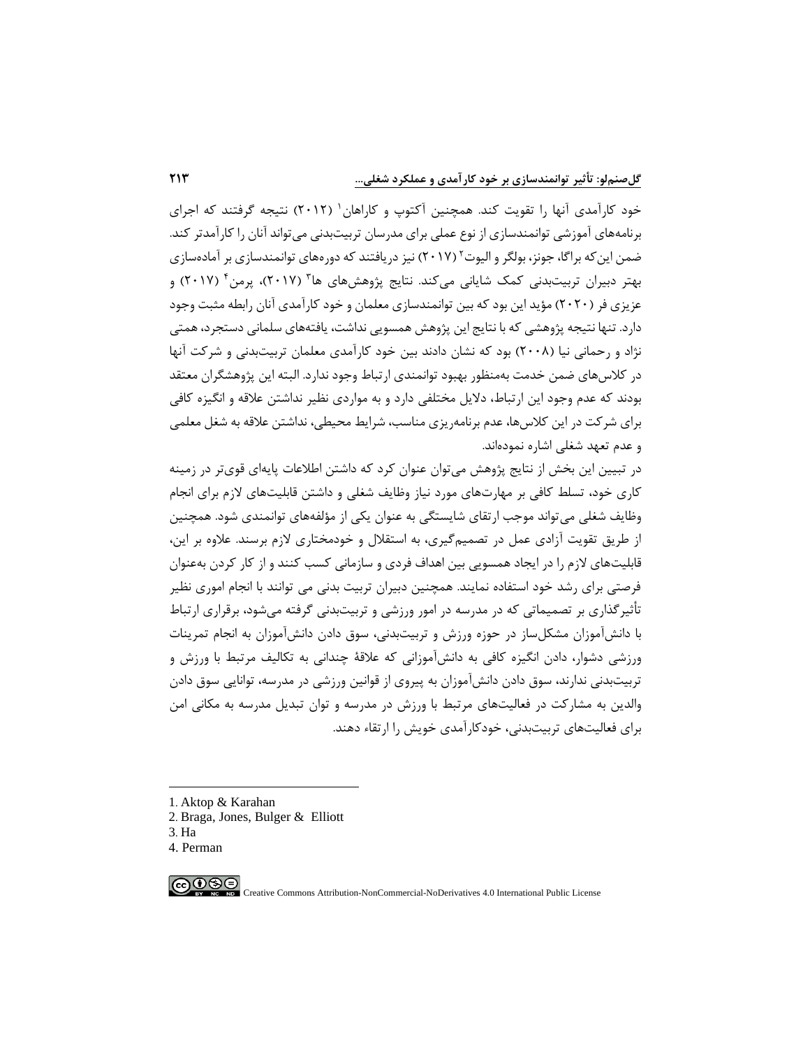خود کارآمدی آنها را تقویت کند. همچنین آکتوپ و کاراهان[1] (۲۰۱۲) نتیجه گرفتند که اجرای برنامه‌های آموزشی توانمندسازی از نوع عملی برای مدرسان تربیت‌بدنی می‌تواند آنان را کارآمدتر کند. ضمن این‌که براگا، جونز، بولگر و الیوت[2] (۲۰۱۷) نیز دریافتند که دوره‌های توانمندسازی بر آماده‌سازی بهتر دبیران تربیت‌بدنی کمک شایانی می‌کند. نتایج پژوهش‌های ها[3] (۲۰۱۷)، پرمن[4] (۲۰۱۷) و عزیزی فر (۲۰۲۰) مؤید این بود که بین توانمندسازی معلمان و خود کارآمدی آنان رابطه مثبت وجود دارد. تنها نتیجه پژوهشی که با نتایج این پژوهش همسویی نداشت، یافته‌های سلمانی دستجرد، همتی نژاد و رحمانی نیا (۲۰۰۸) بود که نشان دادند بین خود کارآمدی معلمان تربیت‌بدنی و شرکت آنها در کلاس‌های ضمن خدمت به‌منظور بهبود توانمندی ارتباط وجود ندارد. البته این پژوهشگران معتقد بودند که عدم وجود این ارتباط، دلایل مختلفی دارد و به مواردی نظیر نداشتن علاقه و انگیزه کافی برای شرکت در این کلاس‌ها، عدم برنامه‌ریزی مناسب، شرایط محیطی، نداشتن علاقه به شغل معلمی و عدم تعهد شغلی اشاره نموده‌اند.

در تبیین این بخش از نتایج پژوهش می‌توان عنوان کرد که داشتن اطلاعات پایه‌ای قوی‌تر در زمینه کاری خود، تسلط کافی بر مهارت‌های مورد نیاز وظایف شغلی و داشتن قابلیت‌های لازم برای انجام وظایف شغلی می‌تواند موجب ارتقای شایستگی به عنوان یکی از مؤلفه‌های توانمندی شود. همچنین از طریق تقویت آزادی عمل در تصمیم‌گیری، به استقلال و خودمختاری لازم برسند. علاوه بر این، قابلیت‌های لازم را در ایجاد همسویی بین اهداف فردی و سازمانی کسب کنند و از کار کردن به‌عنوان فرصتی برای رشد خود استفاده نمایند. همچنین دبیران تربیت بدنی می توانند با انجام اموری نظیر تأثیرگذاری بر تصمیماتی که در مدرسه در امور ورزشی و تربیت‌بدنی گرفته می‌شود، برقراری ارتباط با دانش‌آموزان مشکل‌ساز در حوزه ورزش و تربیت‌بدنی، سوق دادن دانش‌آموزان به انجام تمرینات ورزشی دشوار، دادن انگیزه کافی به دانش‌آموزانی که علاقهٔ چندانی به تکالیف مرتبط با ورزش و تربیت‌بدنی ندارند، سوق دادن دانش‌آموزان به پیروی از قوانین ورزشی در مدرسه، توانایی سوق دادن والدین به مشارکت در فعالیت‌های مرتبط با ورزش در مدرسه و توان تبدیل مدرسه به مکانی امن برای فعالیت‌های تربیت‌بدنی، خودکارآمدی خویش را ارتقاء دهند.

---

1. Aktop & Karahan
2. Braga, Jones, Bulger & Elliott
3. Ha
4. Perman

Creative Commons Attribution-NonCommercial-NoDerivatives 4.0 International Public License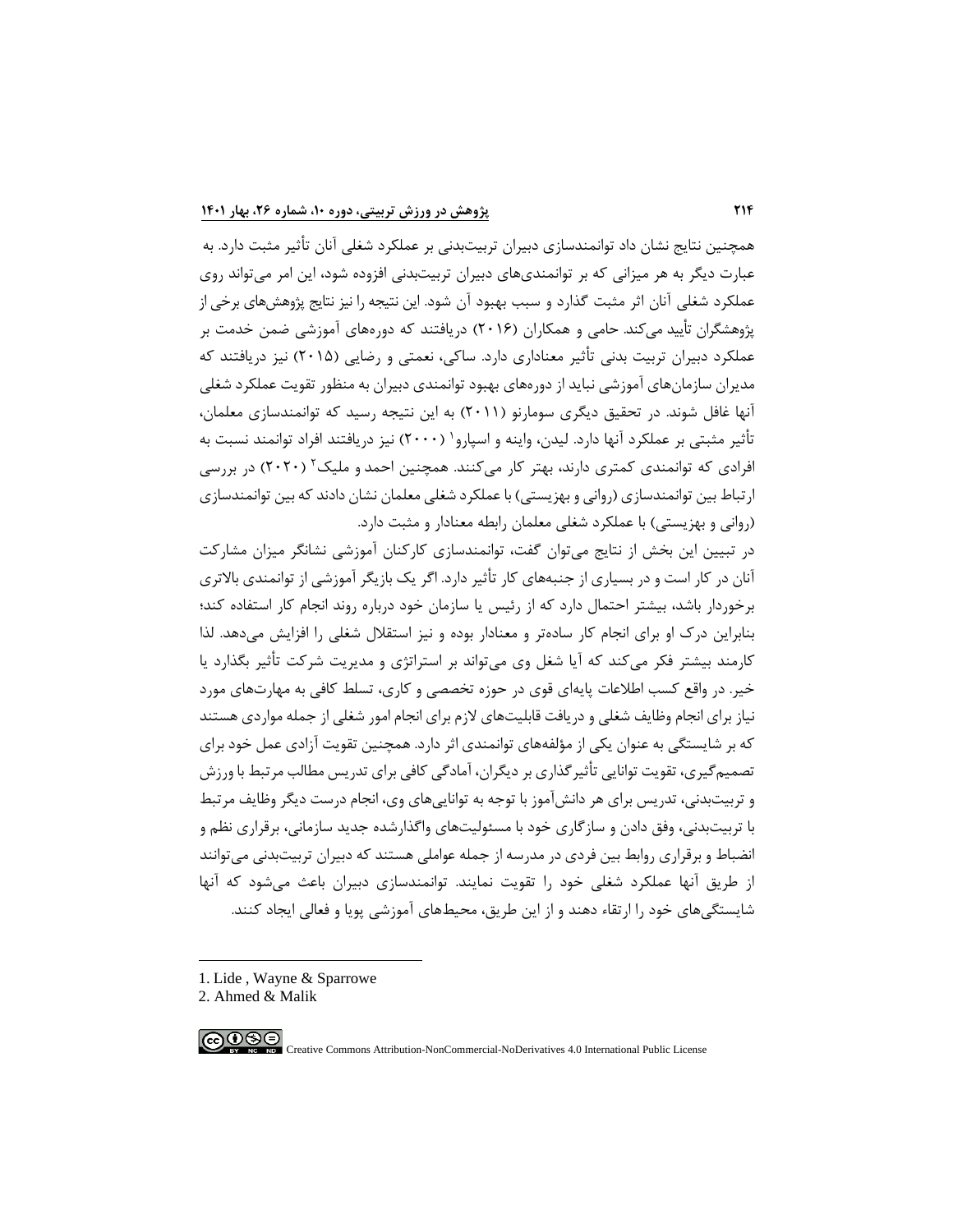همچنین نتایج نشان داد توانمندسازی دبیران تربیت‌بدنی بر عملکرد شغلی آنان تأثیر مثبت دارد. به عبارت دیگر به هر میزانی که بر توانمندی‌های دبیران تربیت‌بدنی افزوده شود، این امر می‌تواند روی عملکرد شغلی آنان اثر مثبت گذارد و سبب بهبود آن شود. این نتیجه را نیز نتایج پژوهش‌های برخی از پژوهشگران تأیید می‌کند. حامی و همکاران (۲۰۱۶) دریافتند که دوره‌های آموزشی ضمن خدمت بر عملکرد دبیران تربیت بدنی تأثیر معناداری دارد. ساکی، نعمتی و رضایی (۲۰۱۵) نیز دریافتند که مدیران سازمان‌های آموزشی نباید از دوره‌های بهبود توانمندی دبیران به منظور تقویت عملکرد شغلی آنها غافل شوند. در تحقیق دیگری سومارنو (۲۰۱۱) به این نتیجه رسید که توانمندسازی معلمان، تأثیر مثبتی بر عملکرد آنها دارد. لیدن، واینه و اسپارو[1] (۲۰۰۰) نیز دریافتند افراد توانمند نسبت به افرادی که توانمندی کمتری دارند، بهتر کار می‌کنند. همچنین احمد و ملیک[2] (۲۰۲۰) در بررسی ارتباط بین توانمندسازی (روانی و بهزیستی) با عملکرد شغلی معلمان نشان دادند که بین توانمندسازی (روانی و بهزیستی) با عملکرد شغلی معلمان رابطه معنادار و مثبت دارد.

در تبیین این بخش از نتایج می‌توان گفت، توانمندسازی کارکنان آموزشی نشانگر میزان مشارکت آنان در کار است و در بسیاری از جنبه‌های کار تأثیر دارد. اگر یک بازیگر آموزشی از توانمندی بالاتری برخوردار باشد، بیشتر احتمال دارد که از رئیس یا سازمان خود درباره روند انجام کار استفاده کند؛ بنابراین درک او برای انجام کار ساده‌تر و معنادار بوده و نیز استقلال شغلی را افزایش می‌دهد. لذا کارمند بیشتر فکر می‌کند که آیا شغل وی می‌تواند بر استراتژی و مدیریت شرکت تأثیر بگذارد یا خیر. در واقع کسب اطلاعات پایه‌ای قوی در حوزه تخصصی و کاری، تسلط کافی به مهارت‌های مورد نیاز برای انجام وظایف شغلی و دریافت قابلیت‌های لازم برای انجام امور شغلی از جمله مواردی هستند که بر شایستگی به عنوان یکی از مؤلفه‌های توانمندی اثر دارد. همچنین تقویت آزادی عمل خود برای تصمیم‌گیری، تقویت توانایی تأثیرگذاری بر دیگران، آمادگی کافی برای تدریس مطالب مرتبط با ورزش و تربیت‌بدنی، تدریس برای هر دانش‌آموز با توجه به توانایی‌های وی، انجام درست دیگر وظایف مرتبط با تربیت‌بدنی، وفق دادن و سازگاری خود با مسئولیت‌های واگذارشده جدید سازمانی، برقراری نظم و انضباط و برقراری روابط بین فردی در مدرسه از جمله عواملی هستند که دبیران تربیت‌بدنی می‌توانند از طریق آنها عملکرد شغلی خود را تقویت نمایند. توانمندسازی دبیران باعث می‌شود که آنها شایستگی‌های خود را ارتقاء دهند و از این طریق، محیط‌های آموزشی پویا و فعالی ایجاد کنند.

---

1. Lide , Wayne & Sparrowe
2. Ahmed & Malik

Creative Commons Attribution-NonCommercial-NoDerivatives 4.0 International Public License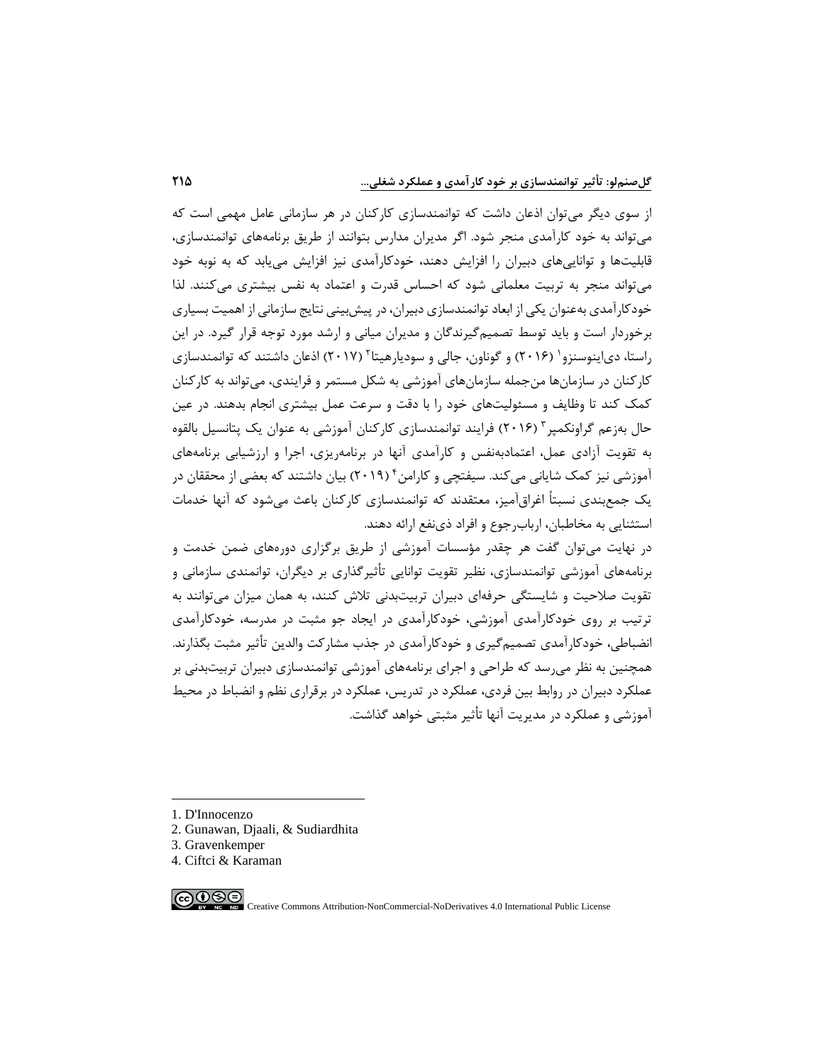از سوی دیگر می‌توان اذعان داشت که توانمندسازی کارکنان در هر سازمانی عامل مهمی است که می‌تواند به خود کارآمدی منجر شود. اگر مدیران مدارس بتوانند از طریق برنامه‌های توانمندسازی، قابلیت‌ها و توانایی‌های دبیران را افزایش دهند، خودکارآمدی نیز افزایش می‌یابد که به نوبه خود می‌تواند منجر به تربیت معلمانی شود که احساس قدرت و اعتماد به نفس بیشتری می‌کنند. لذا خودکارآمدی به‌عنوان یکی از ابعاد توانمندسازی دبیران، در پیش‌بینی نتایج سازمانی از اهمیت بسیاری برخوردار است و باید توسط تصمیم‌گیرندگان و مدیران میانی و ارشد مورد توجه قرار گیرد. در این راستا، دی‌اینوسنزو[1] (۲۰۱۶) و گوناون، جالی و سودیارهیتا[2] (۲۰۱۷) اذعان داشتند که توانمندسازی کارکنان در سازمان‌ها من‌جمله سازمان‌های آموزشی به شکل مستمر و فرایندی، می‌تواند به کارکنان کمک کند تا وظایف و مسئولیت‌های خود را با دقت و سرعت عمل بیشتری انجام بدهند. در عین حال به‌زعم گراونکمپر[3] (۲۰۱۶) فرایند توانمندسازی کارکنان آموزشی به عنوان یک پتانسیل بالقوه به تقویت آزادی عمل، اعتمادبه‌نفس و کارآمدی آنها در برنامه‌ریزی، اجرا و ارزشیابی برنامه‌های آموزشی نیز کمک شایانی می‌کند. سیفتچی و کارامن[4] (۲۰۱۹) بیان داشتند که بعضی از محققان در یک جمع‌بندی نسبتاً اغراق‌آمیز، معتقدند که توانمندسازی کارکنان باعث می‌شود که آنها خدمات استثنایی به مخاطبان، ارباب‌رجوع و افراد ذی‌نفع ارائه دهند.

در نهایت می‌توان گفت هر چقدر مؤسسات آموزشی از طریق برگزاری دوره‌های ضمن خدمت و برنامه‌های آموزشی توانمندسازی، نظیر تقویت توانایی تأثیرگذاری بر دیگران، توانمندی سازمانی و تقویت صلاحیت و شایستگی حرفه‌ای دبیران تربیت‌بدنی تلاش کنند، به همان میزان می‌توانند به ترتیب بر روی خودکارآمدی آموزشی، خودکارآمدی در ایجاد جو مثبت در مدرسه، خودکارآمدی انضباطی، خودکارآمدی تصمیم‌گیری و خودکارآمدی در جذب مشارکت والدین تأثیر مثبت بگذارند. همچنین به نظر می‌رسد که طراحی و اجرای برنامه‌های آموزشی توانمندسازی دبیران تربیت‌بدنی بر عملکرد دبیران در روابط بین فردی، عملکرد در تدریس، عملکرد در برقراری نظم و انضباط در محیط آموزشی و عملکرد در مدیریت آنها تأثیر مثبتی خواهد گذاشت.

---

1. D'Innocenzo
2. Gunawan, Djaali, & Sudiardhita
3. Gravenkemper
4. Ciftci & Karaman

Creative Commons Attribution-NonCommercial-NoDerivatives 4.0 International Public License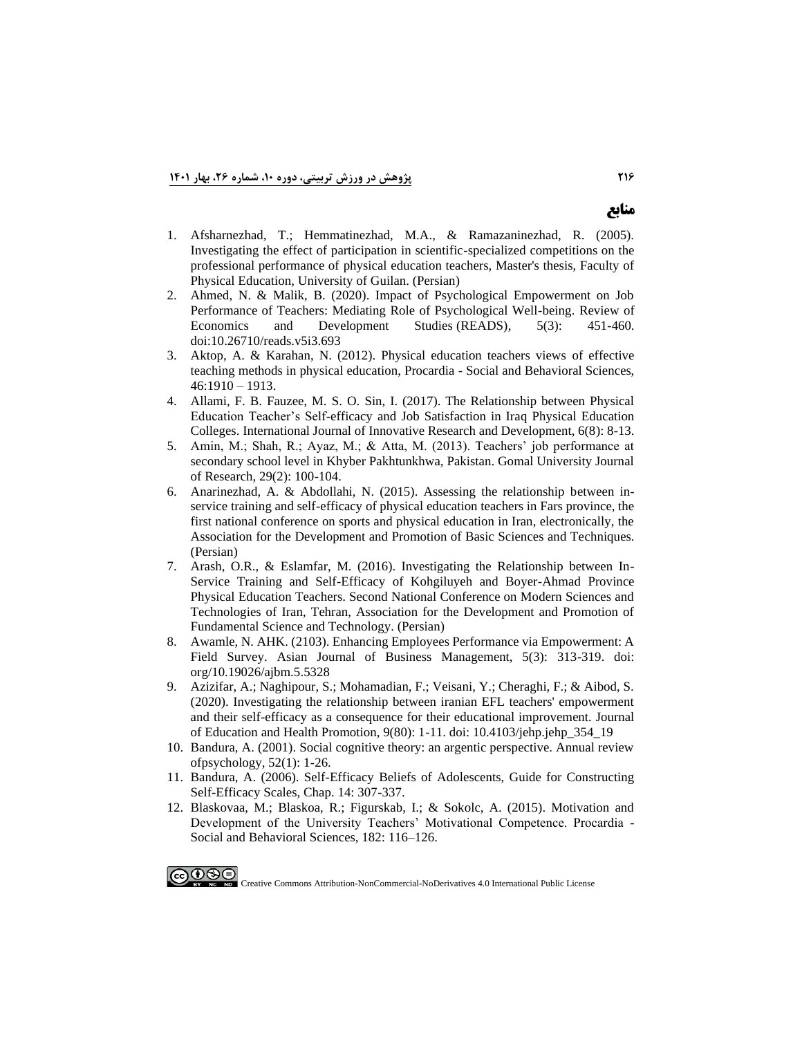# منابع

1. Afsharnezhad, T.; Hemmatinezhad, M.A., & Ramazaninezhad, R. (2005). Investigating the effect of participation in scientific-specialized competitions on the professional performance of physical education teachers, Master's thesis, Faculty of Physical Education, University of Guilan. (Persian)
2. Ahmed, N. & Malik, B. (2020). Impact of Psychological Empowerment on Job Performance of Teachers: Mediating Role of Psychological Well-being. Review of Economics and Development Studies (READS), 5(3): 451-460. doi:10.26710/reads.v5i3.693
3. Aktop, A. & Karahan, N. (2012). Physical education teachers views of effective teaching methods in physical education, Procardia - Social and Behavioral Sciences, 46:1910 – 1913.
4. Allami, F. B. Fauzee, M. S. O. Sin, I. (2017). The Relationship between Physical Education Teacher's Self-efficacy and Job Satisfaction in Iraq Physical Education Colleges. International Journal of Innovative Research and Development, 6(8): 8-13.
5. Amin, M.; Shah, R.; Ayaz, M.; & Atta, M. (2013). Teachers' job performance at secondary school level in Khyber Pakhtunkhwa, Pakistan. Gomal University Journal of Research, 29(2): 100-104.
6. Anarinezhad, A. & Abdollahi, N. (2015). Assessing the relationship between in-service training and self-efficacy of physical education teachers in Fars province, the first national conference on sports and physical education in Iran, electronically, the Association for the Development and Promotion of Basic Sciences and Techniques. (Persian)
7. Arash, O.R., & Eslamfar, M. (2016). Investigating the Relationship between In-Service Training and Self-Efficacy of Kohgiluyeh and Boyer-Ahmad Province Physical Education Teachers. Second National Conference on Modern Sciences and Technologies of Iran, Tehran, Association for the Development and Promotion of Fundamental Science and Technology. (Persian)
8. Awamle, N. AHK. (2103). Enhancing Employees Performance via Empowerment: A Field Survey. Asian Journal of Business Management, 5(3): 313-319. doi: org/10.19026/ajbm.5.5328
9. Azizifar, A.; Naghipour, S.; Mohamadian, F.; Veisani, Y.; Cheraghi, F.; & Aibod, S. (2020). Investigating the relationship between iranian EFL teachers' empowerment and their self-efficacy as a consequence for their educational improvement. Journal of Education and Health Promotion, 9(80): 1-11. doi: 10.4103/jehp.jehp_354_19
10. Bandura, A. (2001). Social cognitive theory: an argentic perspective. Annual review ofpsychology, 52(1): 1-26.
11. Bandura, A. (2006). Self-Efficacy Beliefs of Adolescents, Guide for Constructing Self-Efficacy Scales, Chap. 14: 307-337.
12. Blaskovaa, M.; Blaskoa, R.; Figurskab, I.; & Sokolc, A. (2015). Motivation and Development of the University Teachers' Motivational Competence. Procardia - Social and Behavioral Sciences, 182: 116–126.

Creative Commons Attribution-NonCommercial-NoDerivatives 4.0 International Public License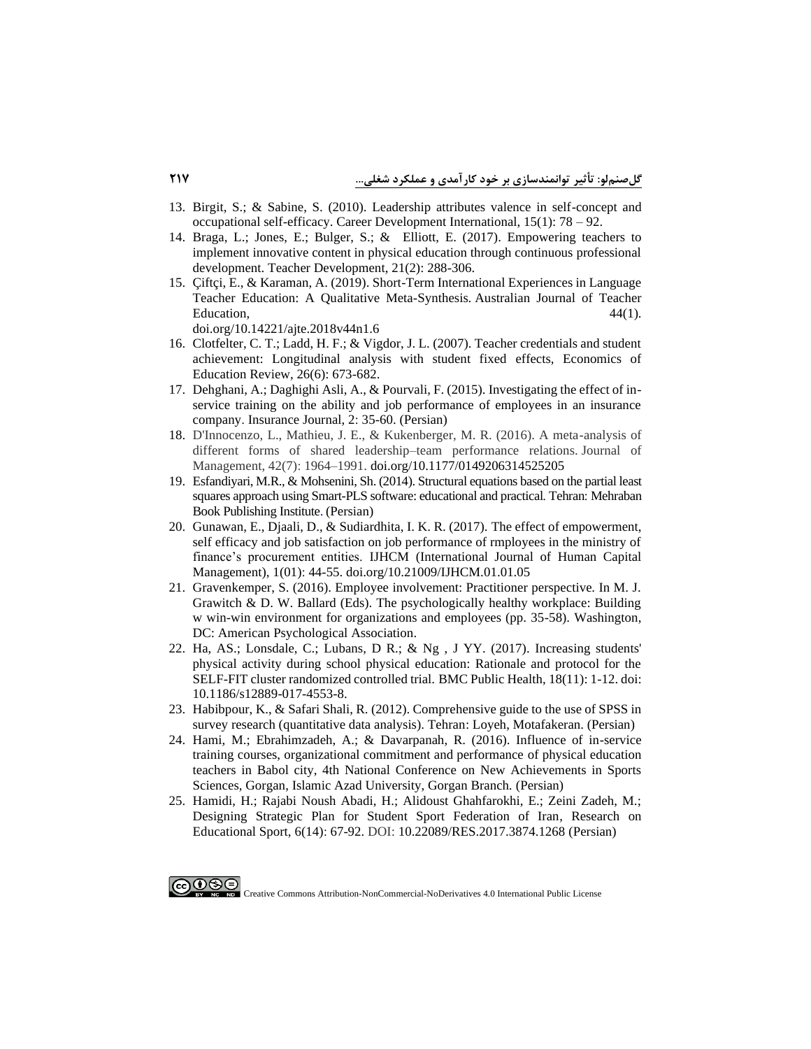13. Birgit, S.; & Sabine, S. (2010). Leadership attributes valence in self-concept and occupational self-efficacy. Career Development International, 15(1): 78 – 92.
14. Braga, L.; Jones, E.; Bulger, S.; & Elliott, E. (2017). Empowering teachers to implement innovative content in physical education through continuous professional development. Teacher Development, 21(2): 288-306.
15. Çiftçi, E., & Karaman, A. (2019). Short-Term International Experiences in Language Teacher Education: A Qualitative Meta-Synthesis. Australian Journal of Teacher Education, 44(1). doi.org/10.14221/ajte.2018v44n1.6
16. Clotfelter, C. T.; Ladd, H. F.; & Vigdor, J. L. (2007). Teacher credentials and student achievement: Longitudinal analysis with student fixed effects, Economics of Education Review, 26(6): 673-682.
17. Dehghani, A.; Daghighi Asli, A., & Pourvali, F. (2015). Investigating the effect of in-service training on the ability and job performance of employees in an insurance company. Insurance Journal, 2: 35-60. (Persian)
18. D'Innocenzo, L., Mathieu, J. E., & Kukenberger, M. R. (2016). A meta-analysis of different forms of shared leadership–team performance relations. Journal of Management, 42(7): 1964–1991. doi.org/10.1177/0149206314525205
19. Esfandiyari, M.R., & Mohsenini, Sh. (2014). Structural equations based on the partial least squares approach using Smart-PLS software: educational and practical. Tehran: Mehraban Book Publishing Institute. (Persian)
20. Gunawan, E., Djaali, D., & Sudiardhita, I. K. R. (2017). The effect of empowerment, self efficacy and job satisfaction on job performance of rmployees in the ministry of finance's procurement entities. IJHCM (International Journal of Human Capital Management), 1(01): 44-55. doi.org/10.21009/IJHCM.01.01.05
21. Gravenkemper, S. (2016). Employee involvement: Practitioner perspective. In M. J. Grawitch & D. W. Ballard (Eds). The psychologically healthy workplace: Building w win-win environment for organizations and employees (pp. 35-58). Washington, DC: American Psychological Association.
22. Ha, AS.; Lonsdale, C.; Lubans, D R.; & Ng , J YY. (2017). Increasing students' physical activity during school physical education: Rationale and protocol for the SELF-FIT cluster randomized controlled trial. BMC Public Health, 18(11): 1-12. doi: 10.1186/s12889-017-4553-8.
23. Habibpour, K., & Safari Shali, R. (2012). Comprehensive guide to the use of SPSS in survey research (quantitative data analysis). Tehran: Loyeh, Motafakeran. (Persian)
24. Hami, M.; Ebrahimzadeh, A.; & Davarpanah, R. (2016). Influence of in-service training courses, organizational commitment and performance of physical education teachers in Babol city, 4th National Conference on New Achievements in Sports Sciences, Gorgan, Islamic Azad University, Gorgan Branch. (Persian)
25. Hamidi, H.; Rajabi Noush Abadi, H.; Alidoust Ghahfarokhi, E.; Zeini Zadeh, M.; Designing Strategic Plan for Student Sport Federation of Iran, Research on Educational Sport, 6(14): 67-92. DOI: 10.22089/RES.2017.3874.1268 (Persian)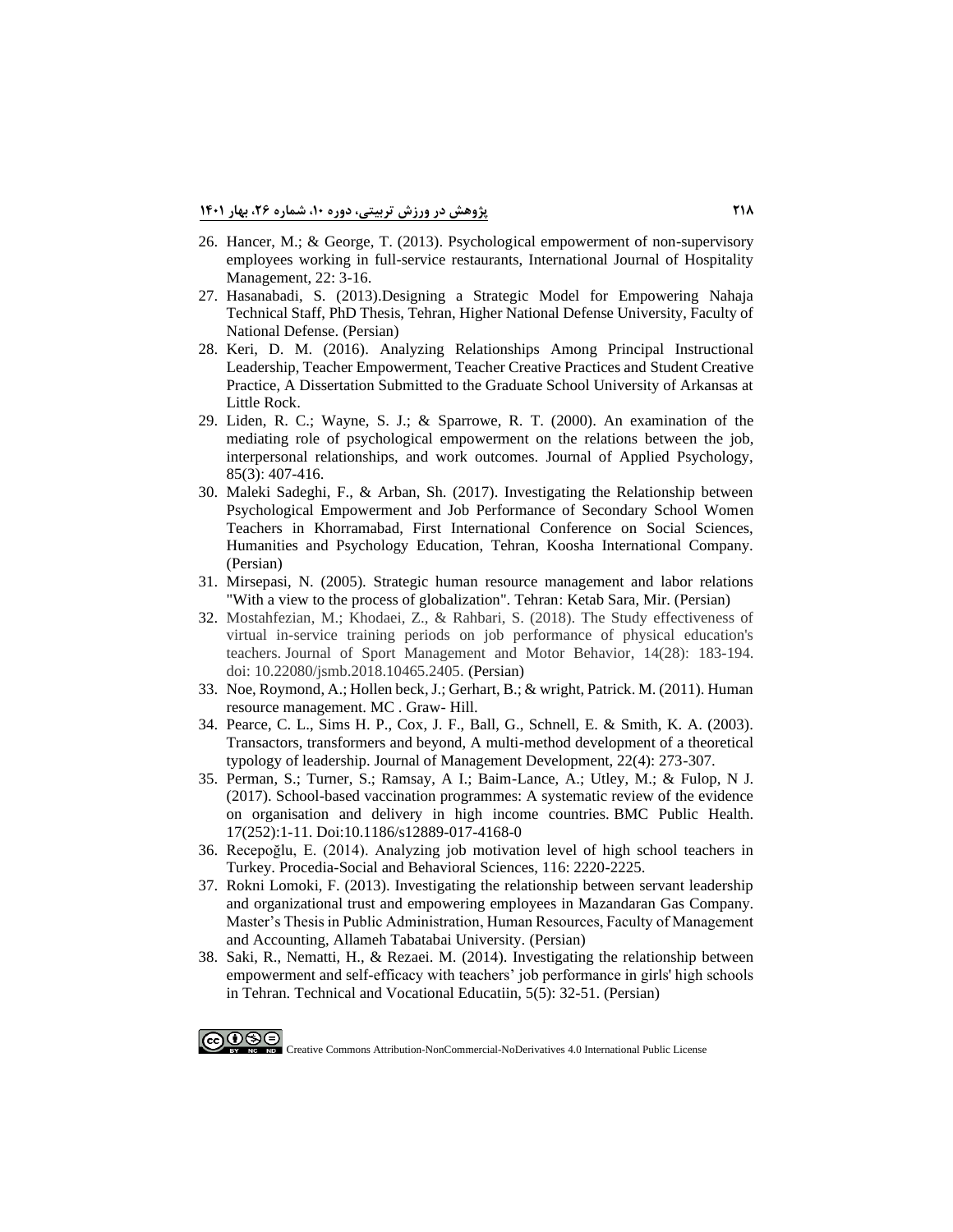26. Hancer, M.; & George, T. (2013). Psychological empowerment of non-supervisory employees working in full-service restaurants, International Journal of Hospitality Management, 22: 3-16.
27. Hasanabadi, S. (2013).Designing a Strategic Model for Empowering Nahaja Technical Staff, PhD Thesis, Tehran, Higher National Defense University, Faculty of National Defense. (Persian)
28. Keri, D. M. (2016). Analyzing Relationships Among Principal Instructional Leadership, Teacher Empowerment, Teacher Creative Practices and Student Creative Practice, A Dissertation Submitted to the Graduate School University of Arkansas at Little Rock.
29. Liden, R. C.; Wayne, S. J.; & Sparrowe, R. T. (2000). An examination of the mediating role of psychological empowerment on the relations between the job, interpersonal relationships, and work outcomes. Journal of Applied Psychology, 85(3): 407-416.
30. Maleki Sadeghi, F., & Arban, Sh. (2017). Investigating the Relationship between Psychological Empowerment and Job Performance of Secondary School Women Teachers in Khorramabad, First International Conference on Social Sciences, Humanities and Psychology Education, Tehran, Koosha International Company. (Persian)
31. Mirsepasi, N. (2005). Strategic human resource management and labor relations "With a view to the process of globalization". Tehran: Ketab Sara, Mir. (Persian)
32. Mostahfezian, M.; Khodaei, Z., & Rahbari, S. (2018). The Study effectiveness of virtual in-service training periods on job performance of physical education's teachers. Journal of Sport Management and Motor Behavior, 14(28): 183-194. doi: 10.22080/jsmb.2018.10465.2405. (Persian)
33. Noe, Roymond, A.; Hollen beck, J.; Gerhart, B.; & wright, Patrick. M. (2011). Human resource management. MC . Graw- Hill.
34. Pearce, C. L., Sims H. P., Cox, J. F., Ball, G., Schnell, E. & Smith, K. A. (2003). Transactors, transformers and beyond, A multi-method development of a theoretical typology of leadership. Journal of Management Development, 22(4): 273-307.
35. Perman, S.; Turner, S.; Ramsay, A I.; Baim-Lance, A.; Utley, M.; & Fulop, N J. (2017). School-based vaccination programmes: A systematic review of the evidence on organisation and delivery in high income countries. BMC Public Health. 17(252):1-11. Doi:10.1186/s12889-017-4168-0
36. Recepoğlu, E. (2014). Analyzing job motivation level of high school teachers in Turkey. Procedia-Social and Behavioral Sciences, 116: 2220-2225.
37. Rokni Lomoki, F. (2013). Investigating the relationship between servant leadership and organizational trust and empowering employees in Mazandaran Gas Company. Master's Thesis in Public Administration, Human Resources, Faculty of Management and Accounting, Allameh Tabatabai University. (Persian)
38. Saki, R., Nematti, H., & Rezaei. M. (2014). Investigating the relationship between empowerment and self-efficacy with teachers' job performance in girls' high schools in Tehran. Technical and Vocational Educatiin, 5(5): 32-51. (Persian)

Creative Commons Attribution-NonCommercial-NoDerivatives 4.0 International Public License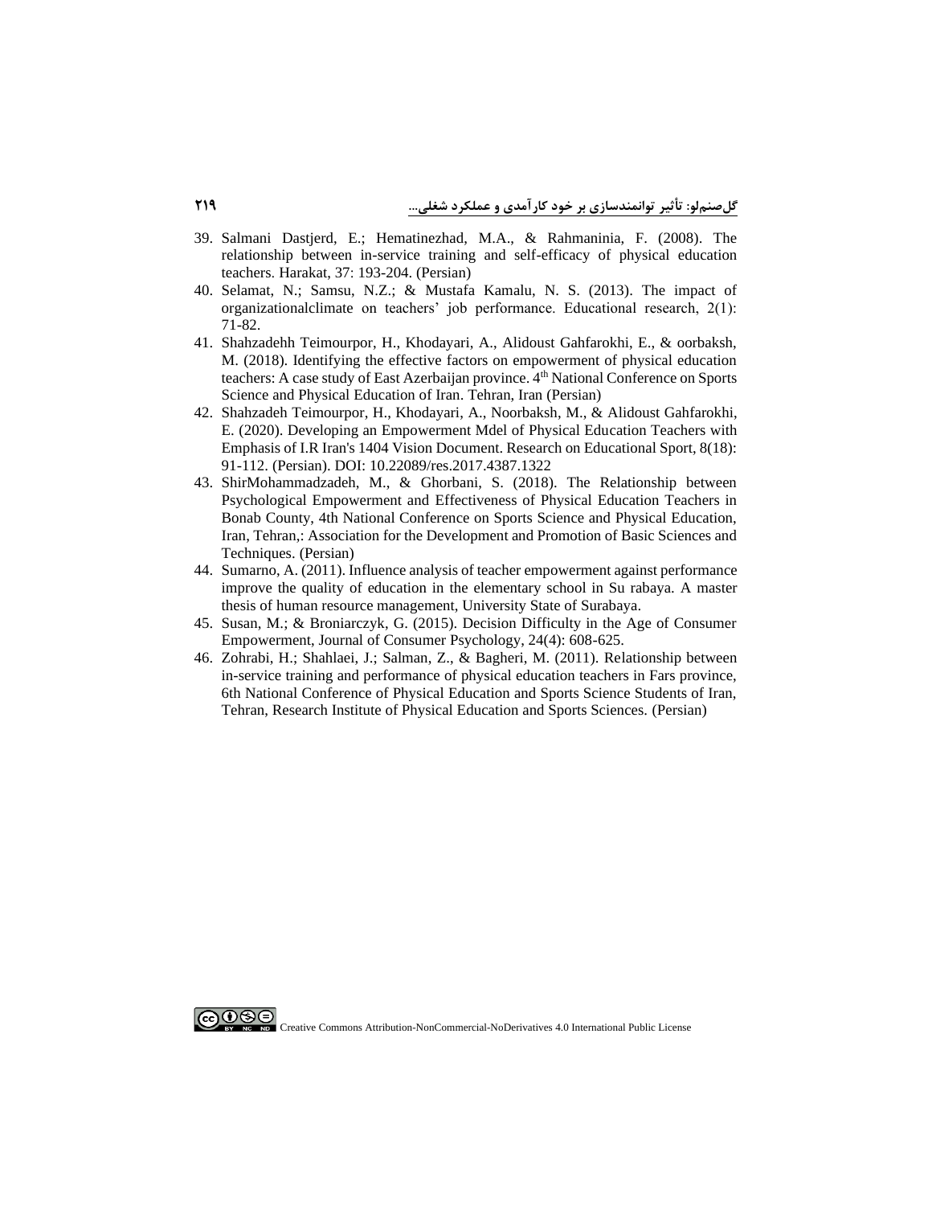39. Salmani Dastjerd, E.; Hematinezhad, M.A., & Rahmaninia, F. (2008). The relationship between in-service training and self-efficacy of physical education teachers. Harakat, 37: 193-204. (Persian)
40. Selamat, N.; Samsu, N.Z.; & Mustafa Kamalu, N. S. (2013). The impact of organizationalclimate on teachers' job performance. Educational research, 2(1): 71-82.
41. Shahzadehh Teimourpor, H., Khodayari, A., Alidoust Gahfarokhi, E., & oorbaksh, M. (2018). Identifying the effective factors on empowerment of physical education teachers: A case study of East Azerbaijan province. 4th National Conference on Sports Science and Physical Education of Iran. Tehran, Iran (Persian)
42. Shahzadeh Teimourpor, H., Khodayari, A., Noorbaksh, M., & Alidoust Gahfarokhi, E. (2020). Developing an Empowerment Mdel of Physical Education Teachers with Emphasis of I.R Iran's 1404 Vision Document. Research on Educational Sport, 8(18): 91-112. (Persian). DOI: 10.22089/res.2017.4387.1322
43. ShirMohammadzadeh, M., & Ghorbani, S. (2018). The Relationship between Psychological Empowerment and Effectiveness of Physical Education Teachers in Bonab County, 4th National Conference on Sports Science and Physical Education, Iran, Tehran,: Association for the Development and Promotion of Basic Sciences and Techniques. (Persian)
44. Sumarno, A. (2011). Influence analysis of teacher empowerment against performance improve the quality of education in the elementary school in Su rabaya. A master thesis of human resource management, University State of Surabaya.
45. Susan, M.; & Broniarczyk, G. (2015). Decision Difficulty in the Age of Consumer Empowerment, Journal of Consumer Psychology, 24(4): 608-625.
46. Zohrabi, H.; Shahlaei, J.; Salman, Z., & Bagheri, M. (2011). Relationship between in-service training and performance of physical education teachers in Fars province, 6th National Conference of Physical Education and Sports Science Students of Iran, Tehran, Research Institute of Physical Education and Sports Sciences. (Persian)

Creative Commons Attribution-NonCommercial-NoDerivatives 4.0 International Public License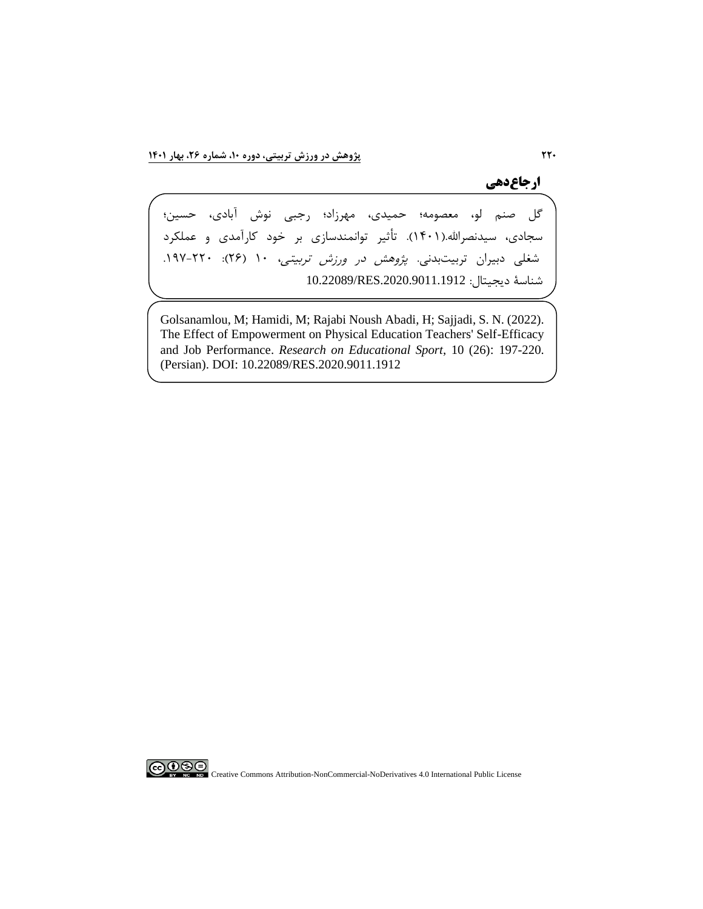## ارجاع‌دهی

گل صنم لو، معصومه؛ حمیدی، مهرزاد؛ رجبی نوش آبادی، حسین؛ سجادی، سیدنصرالله.(۱۴۰۱). تأثیر توانمندسازی بر خود کارآمدی و عملکرد شغلی دبیران تربیت‌بدنی. *پژوهش در ورزش تربیتی*، ۱۰ (۲۶): ۲۲۰-۱۹۷. شناسهٔ دیجیتال: 10.22089/RES.2020.9011.1912

Golsanamlou, M; Hamidi, M; Rajabi Noush Abadi, H; Sajjadi, S. N. (2022). The Effect of Empowerment on Physical Education Teachers' Self-Efficacy and Job Performance. *Research on Educational Sport*, 10 (26): 197-220. (Persian). DOI: 10.22089/RES.2020.9011.1912

Creative Commons Attribution-NonCommercial-NoDerivatives 4.0 International Public License